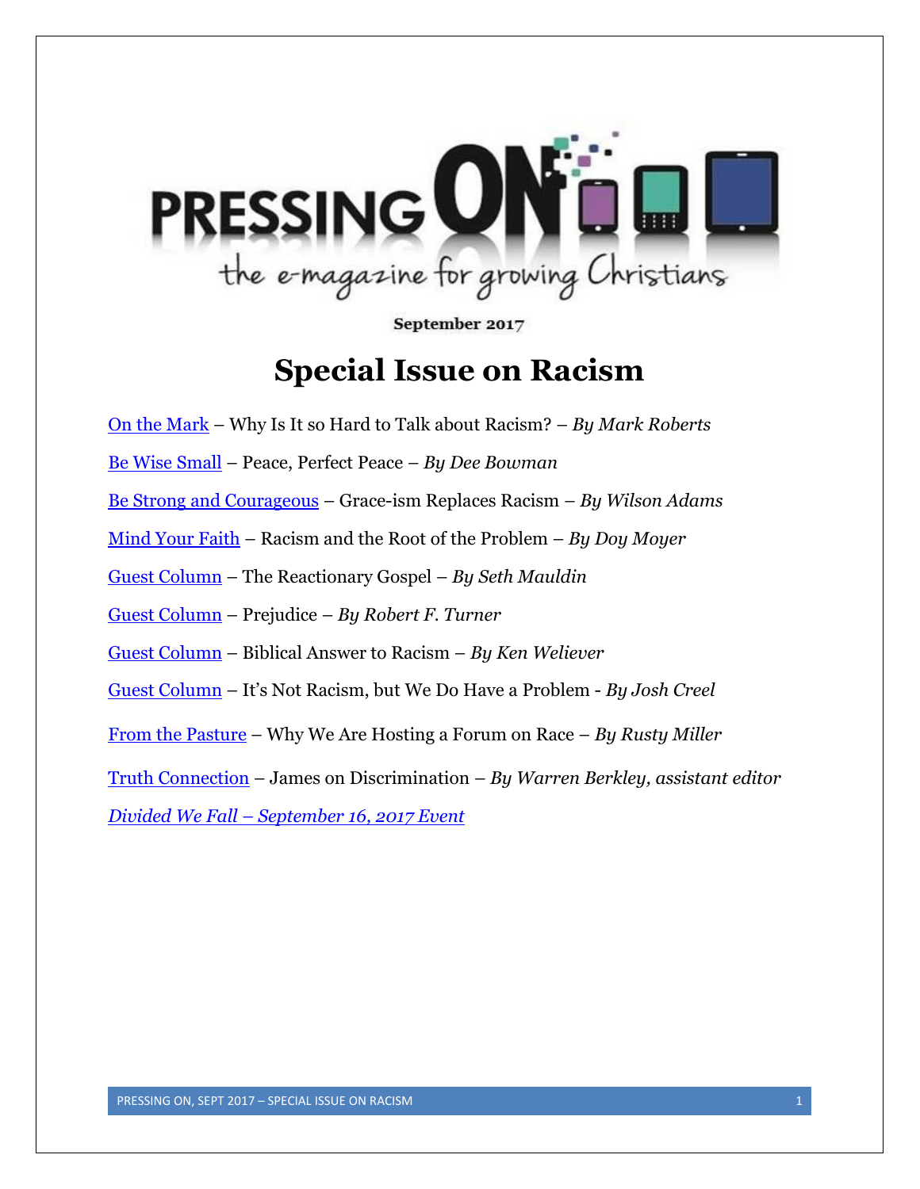# PRESSING ON

the e-magazine for growing Christians

September 2017

## Special Issue on Racism

[On the Mark]() – Why Is It so Hard to Talk about Racism? – *By Mark Roberts*

[Be Wise Small]() – Peace, Perfect Peace – *By Dee Bowman*

[Be Strong and Courageous]() – Grace-ism Replaces Racism – *By Wilson Adams*

[Mind Your Faith]() – Racism and the Root of the Problem – *By Doy Moyer*

[Guest Column]() – The Reactionary Gospel – *By Seth Mauldin*

[Guest Column]() – Prejudice – *By Robert F. Turner*

[Guest Column]() – Biblical Answer to Racism – *By Ken Weliever*

[Guest Column]() – It's Not Racism, but We Do Have a Problem - *By Josh Creel*

[From the Pasture]() – Why We Are Hosting a Forum on Race – *By Rusty Miller*

[Truth Connection]() – James on Discrimination – *By Warren Berkley, assistant editor*

[*Divided We Fall – September 16, 2017 Event*]()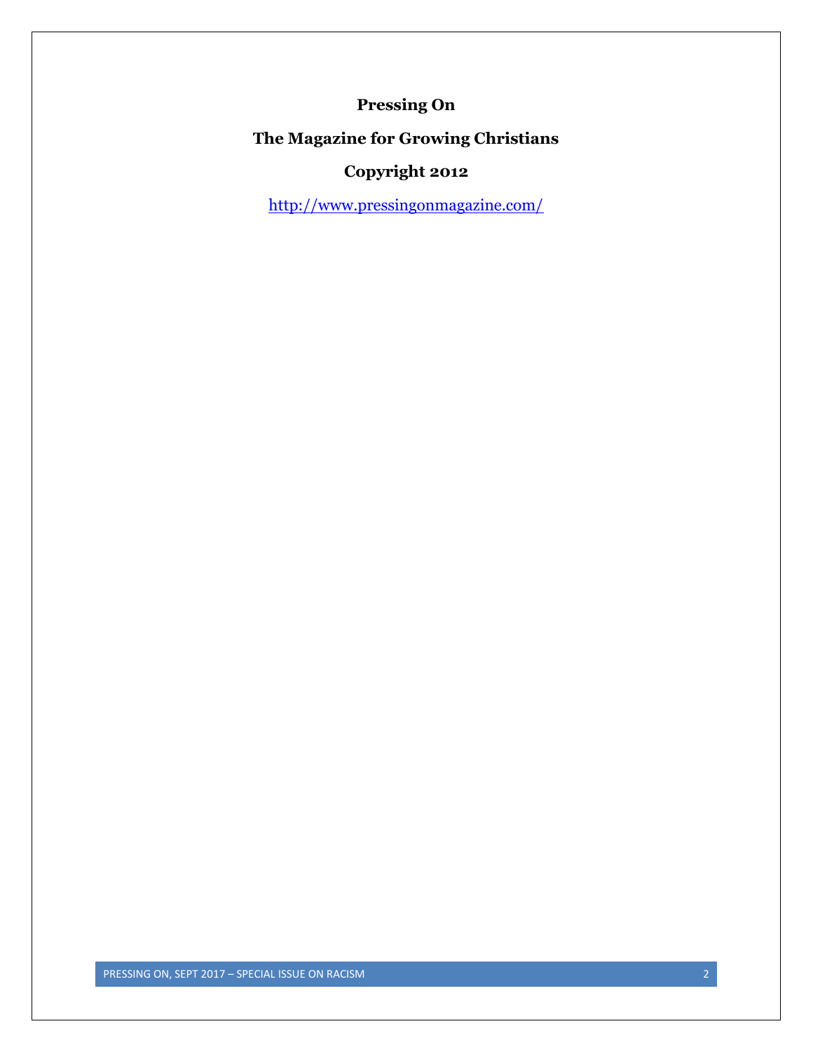**Pressing On**

**The Magazine for Growing Christians**

**Copyright 2012**

http://www.pressingonmagazine.com/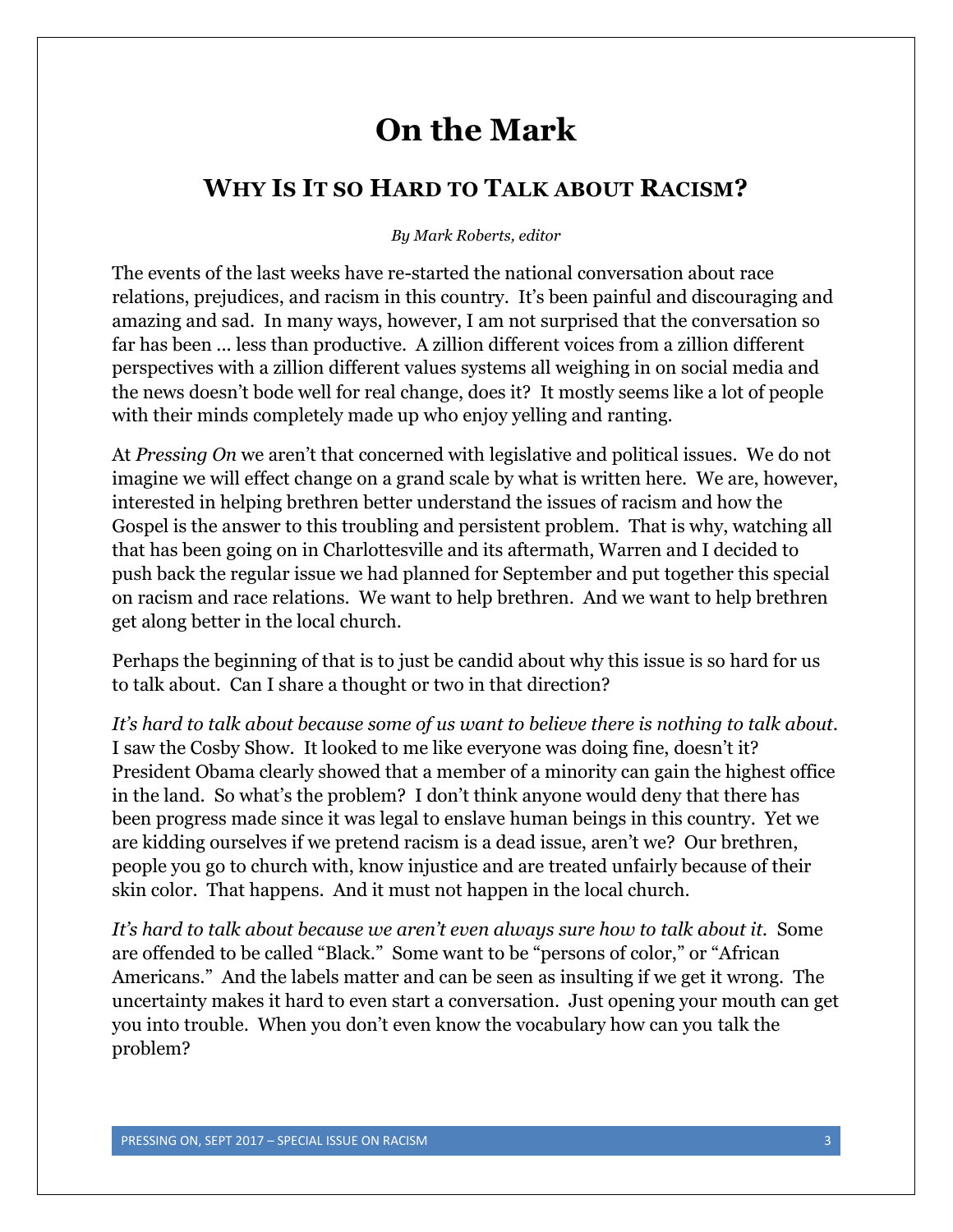# On the Mark

## Why Is It so Hard to Talk about Racism?

*By Mark Roberts, editor*

The events of the last weeks have re-started the national conversation about race relations, prejudices, and racism in this country. It's been painful and discouraging and amazing and sad. In many ways, however, I am not surprised that the conversation so far has been … less than productive. A zillion different voices from a zillion different perspectives with a zillion different values systems all weighing in on social media and the news doesn't bode well for real change, does it? It mostly seems like a lot of people with their minds completely made up who enjoy yelling and ranting.

At *Pressing On* we aren't that concerned with legislative and political issues. We do not imagine we will effect change on a grand scale by what is written here. We are, however, interested in helping brethren better understand the issues of racism and how the Gospel is the answer to this troubling and persistent problem. That is why, watching all that has been going on in Charlottesville and its aftermath, Warren and I decided to push back the regular issue we had planned for September and put together this special on racism and race relations. We want to help brethren. And we want to help brethren get along better in the local church.

Perhaps the beginning of that is to just be candid about why this issue is so hard for us to talk about. Can I share a thought or two in that direction?

*It's hard to talk about because some of us want to believe there is nothing to talk about.* I saw the Cosby Show. It looked to me like everyone was doing fine, doesn't it? President Obama clearly showed that a member of a minority can gain the highest office in the land. So what's the problem? I don't think anyone would deny that there has been progress made since it was legal to enslave human beings in this country. Yet we are kidding ourselves if we pretend racism is a dead issue, aren't we? Our brethren, people you go to church with, know injustice and are treated unfairly because of their skin color. That happens. And it must not happen in the local church.

*It's hard to talk about because we aren't even always sure how to talk about it.* Some are offended to be called "Black." Some want to be "persons of color," or "African Americans." And the labels matter and can be seen as insulting if we get it wrong. The uncertainty makes it hard to even start a conversation. Just opening your mouth can get you into trouble. When you don't even know the vocabulary how can you talk the problem?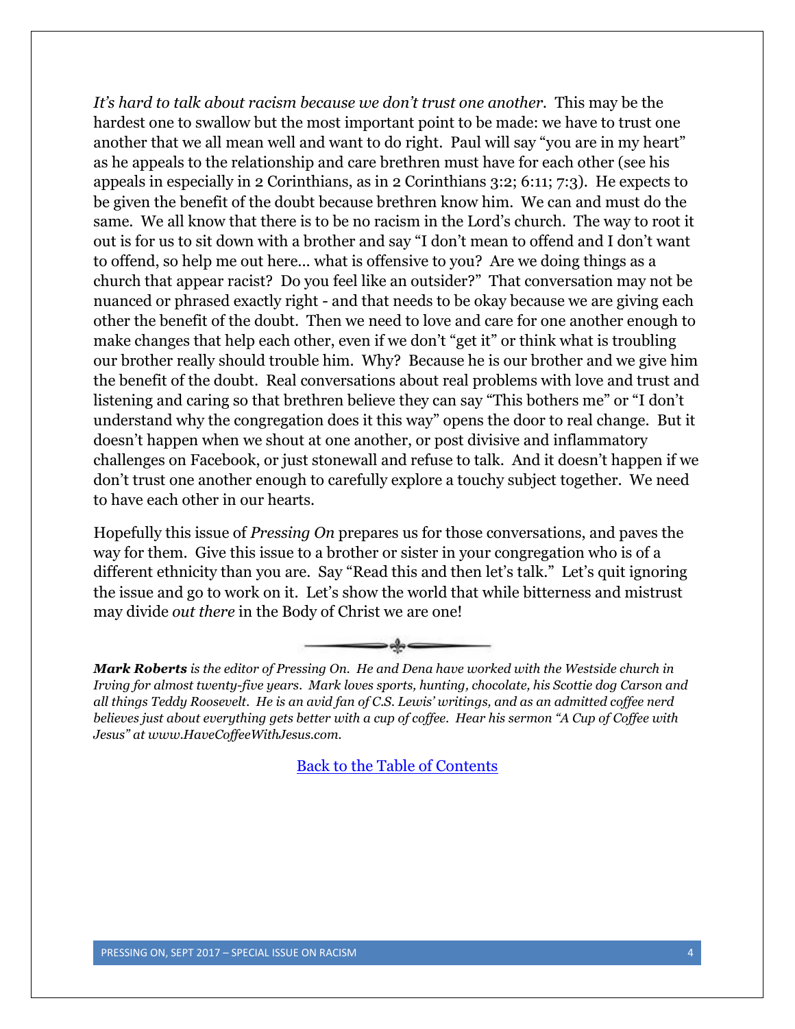*It's hard to talk about racism because we don't trust one another.* This may be the hardest one to swallow but the most important point to be made: we have to trust one another that we all mean well and want to do right. Paul will say "you are in my heart" as he appeals to the relationship and care brethren must have for each other (see his appeals in especially in 2 Corinthians, as in 2 Corinthians 3:2; 6:11; 7:3). He expects to be given the benefit of the doubt because brethren know him. We can and must do the same. We all know that there is to be no racism in the Lord's church. The way to root it out is for us to sit down with a brother and say "I don't mean to offend and I don't want to offend, so help me out here... what is offensive to you? Are we doing things as a church that appear racist? Do you feel like an outsider?" That conversation may not be nuanced or phrased exactly right - and that needs to be okay because we are giving each other the benefit of the doubt. Then we need to love and care for one another enough to make changes that help each other, even if we don't "get it" or think what is troubling our brother really should trouble him. Why? Because he is our brother and we give him the benefit of the doubt. Real conversations about real problems with love and trust and listening and caring so that brethren believe they can say "This bothers me" or "I don't understand why the congregation does it this way" opens the door to real change. But it doesn't happen when we shout at one another, or post divisive and inflammatory challenges on Facebook, or just stonewall and refuse to talk. And it doesn't happen if we don't trust one another enough to carefully explore a touchy subject together. We need to have each other in our hearts.

Hopefully this issue of *Pressing On* prepares us for those conversations, and paves the way for them. Give this issue to a brother or sister in your congregation who is of a different ethnicity than you are. Say "Read this and then let's talk." Let's quit ignoring the issue and go to work on it. Let's show the world that while bitterness and mistrust may divide *out there* in the Body of Christ we are one!

***Mark Roberts** is the editor of Pressing On. He and Dena have worked with the Westside church in Irving for almost twenty-five years. Mark loves sports, hunting, chocolate, his Scottie dog Carson and all things Teddy Roosevelt. He is an avid fan of C.S. Lewis' writings, and as an admitted coffee nerd believes just about everything gets better with a cup of coffee. Hear his sermon "A Cup of Coffee with Jesus" at www.HaveCoffeeWithJesus.com.*

Back to the Table of Contents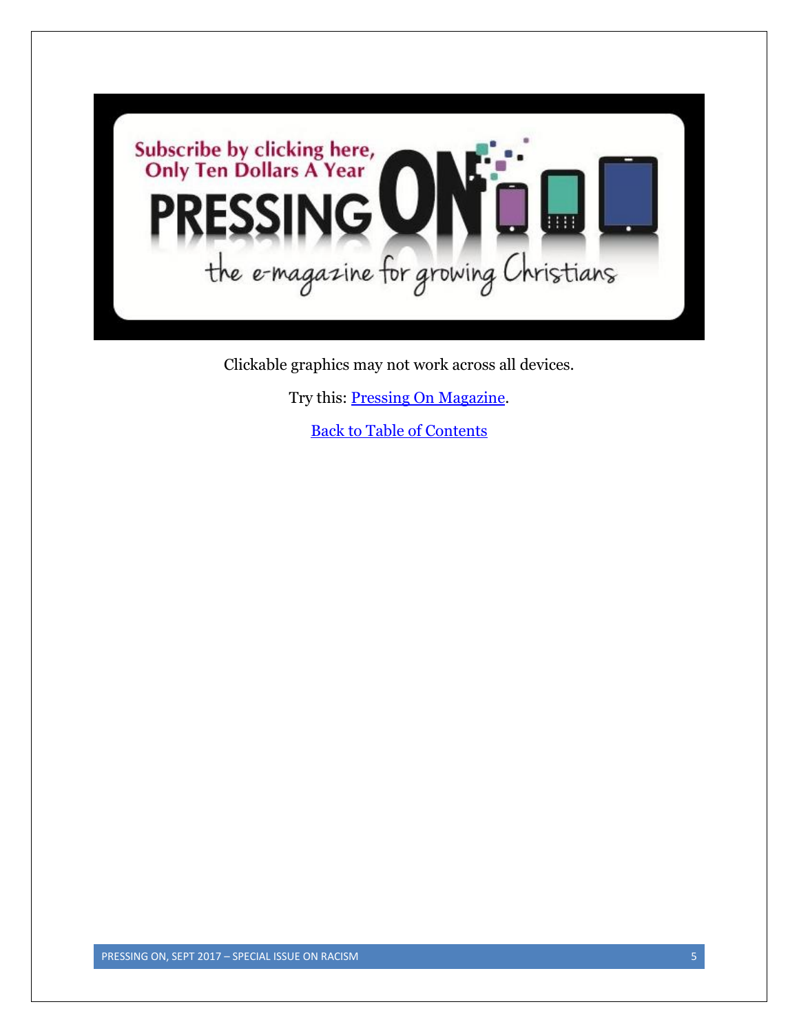Subscribe by clicking here, Only Ten Dollars A Year

PRESSING ON

the e-magazine for growing Christians

Clickable graphics may not work across all devices.

Try this: [Pressing On Magazine](#).

[Back to Table of Contents](#)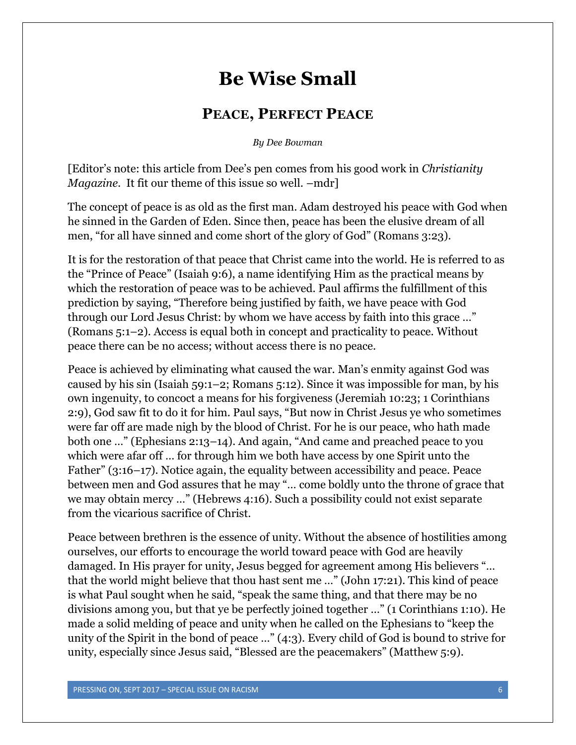# Be Wise Small

## Peace, Perfect Peace

*By Dee Bowman*

[Editor's note: this article from Dee's pen comes from his good work in *Christianity Magazine*. It fit our theme of this issue so well. –mdr]

The concept of peace is as old as the first man. Adam destroyed his peace with God when he sinned in the Garden of Eden. Since then, peace has been the elusive dream of all men, "for all have sinned and come short of the glory of God" (Romans 3:23).

It is for the restoration of that peace that Christ came into the world. He is referred to as the "Prince of Peace" (Isaiah 9:6), a name identifying Him as the practical means by which the restoration of peace was to be achieved. Paul affirms the fulfillment of this prediction by saying, "Therefore being justified by faith, we have peace with God through our Lord Jesus Christ: by whom we have access by faith into this grace …" (Romans 5:1–2). Access is equal both in concept and practicality to peace. Without peace there can be no access; without access there is no peace.

Peace is achieved by eliminating what caused the war. Man's enmity against God was caused by his sin (Isaiah 59:1–2; Romans 5:12). Since it was impossible for man, by his own ingenuity, to concoct a means for his forgiveness (Jeremiah 10:23; 1 Corinthians 2:9), God saw fit to do it for him. Paul says, "But now in Christ Jesus ye who sometimes were far off are made nigh by the blood of Christ. For he is our peace, who hath made both one …" (Ephesians 2:13–14). And again, "And came and preached peace to you which were afar off … for through him we both have access by one Spirit unto the Father" (3:16–17). Notice again, the equality between accessibility and peace. Peace between men and God assures that he may "… come boldly unto the throne of grace that we may obtain mercy …" (Hebrews 4:16). Such a possibility could not exist separate from the vicarious sacrifice of Christ.

Peace between brethren is the essence of unity. Without the absence of hostilities among ourselves, our efforts to encourage the world toward peace with God are heavily damaged. In His prayer for unity, Jesus begged for agreement among His believers "… that the world might believe that thou hast sent me …" (John 17:21). This kind of peace is what Paul sought when he said, "speak the same thing, and that there may be no divisions among you, but that ye be perfectly joined together …" (1 Corinthians 1:10). He made a solid melding of peace and unity when he called on the Ephesians to "keep the unity of the Spirit in the bond of peace …" (4:3). Every child of God is bound to strive for unity, especially since Jesus said, "Blessed are the peacemakers" (Matthew 5:9).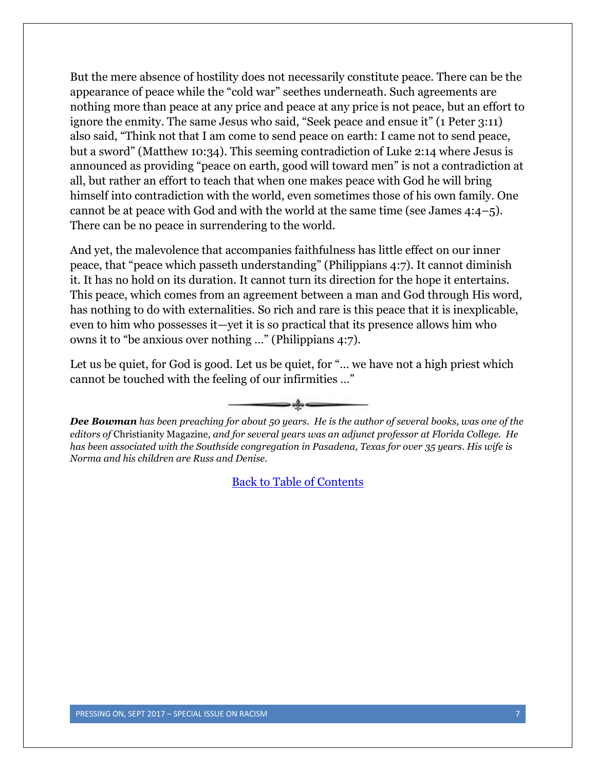But the mere absence of hostility does not necessarily constitute peace. There can be the appearance of peace while the "cold war" seethes underneath. Such agreements are nothing more than peace at any price and peace at any price is not peace, but an effort to ignore the enmity. The same Jesus who said, "Seek peace and ensue it" (1 Peter 3:11) also said, "Think not that I am come to send peace on earth: I came not to send peace, but a sword" (Matthew 10:34). This seeming contradiction of Luke 2:14 where Jesus is announced as providing "peace on earth, good will toward men" is not a contradiction at all, but rather an effort to teach that when one makes peace with God he will bring himself into contradiction with the world, even sometimes those of his own family. One cannot be at peace with God and with the world at the same time (see James 4:4–5). There can be no peace in surrendering to the world.

And yet, the malevolence that accompanies faithfulness has little effect on our inner peace, that "peace which passeth understanding" (Philippians 4:7). It cannot diminish it. It has no hold on its duration. It cannot turn its direction for the hope it entertains. This peace, which comes from an agreement between a man and God through His word, has nothing to do with externalities. So rich and rare is this peace that it is inexplicable, even to him who possesses it—yet it is so practical that its presence allows him who owns it to "be anxious over nothing …" (Philippians 4:7).

Let us be quiet, for God is good. Let us be quiet, for "… we have not a high priest which cannot be touched with the feeling of our infirmities …"

***Dee Bowman*** *has been preaching for about 50 years. He is the author of several books, was one of the editors of* Christianity Magazine*, and for several years was an adjunct professor at Florida College. He has been associated with the Southside congregation in Pasadena, Texas for over 35 years. His wife is Norma and his children are Russ and Denise.*

Back to Table of Contents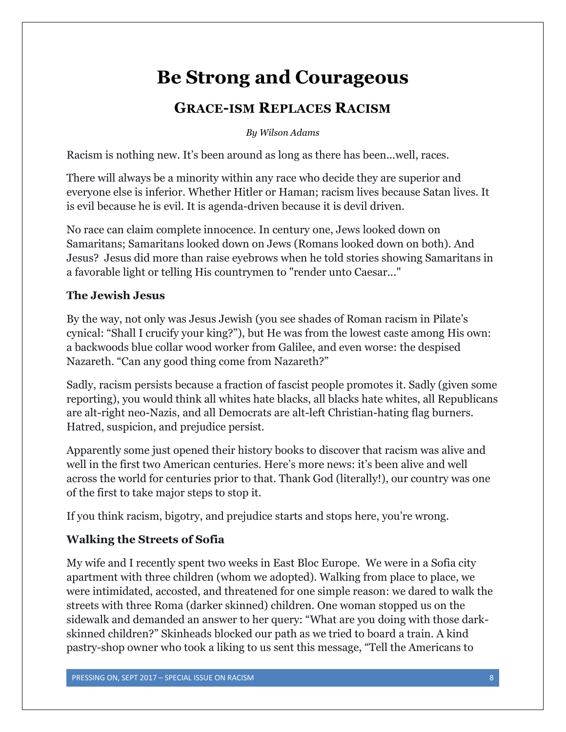# Be Strong and Courageous

## Grace-ism Replaces Racism

*By Wilson Adams*

Racism is nothing new. It's been around as long as there has been…well, races.

There will always be a minority within any race who decide they are superior and everyone else is inferior. Whether Hitler or Haman; racism lives because Satan lives. It is evil because he is evil. It is agenda-driven because it is devil driven.

No race can claim complete innocence. In century one, Jews looked down on Samaritans; Samaritans looked down on Jews (Romans looked down on both). And Jesus? Jesus did more than raise eyebrows when he told stories showing Samaritans in a favorable light or telling His countrymen to "render unto Caesar…"

### The Jewish Jesus

By the way, not only was Jesus Jewish (you see shades of Roman racism in Pilate's cynical: "Shall I crucify your king?"), but He was from the lowest caste among His own: a backwoods blue collar wood worker from Galilee, and even worse: the despised Nazareth. "Can any good thing come from Nazareth?"

Sadly, racism persists because a fraction of fascist people promotes it. Sadly (given some reporting), you would think all whites hate blacks, all blacks hate whites, all Republicans are alt-right neo-Nazis, and all Democrats are alt-left Christian-hating flag burners. Hatred, suspicion, and prejudice persist.

Apparently some just opened their history books to discover that racism was alive and well in the first two American centuries. Here's more news: it's been alive and well across the world for centuries prior to that. Thank God (literally!), our country was one of the first to take major steps to stop it.

If you think racism, bigotry, and prejudice starts and stops here, you're wrong.

### Walking the Streets of Sofia

My wife and I recently spent two weeks in East Bloc Europe. We were in a Sofia city apartment with three children (whom we adopted). Walking from place to place, we were intimidated, accosted, and threatened for one simple reason: we dared to walk the streets with three Roma (darker skinned) children. One woman stopped us on the sidewalk and demanded an answer to her query: "What are you doing with those dark-skinned children?" Skinheads blocked our path as we tried to board a train. A kind pastry-shop owner who took a liking to us sent this message, "Tell the Americans to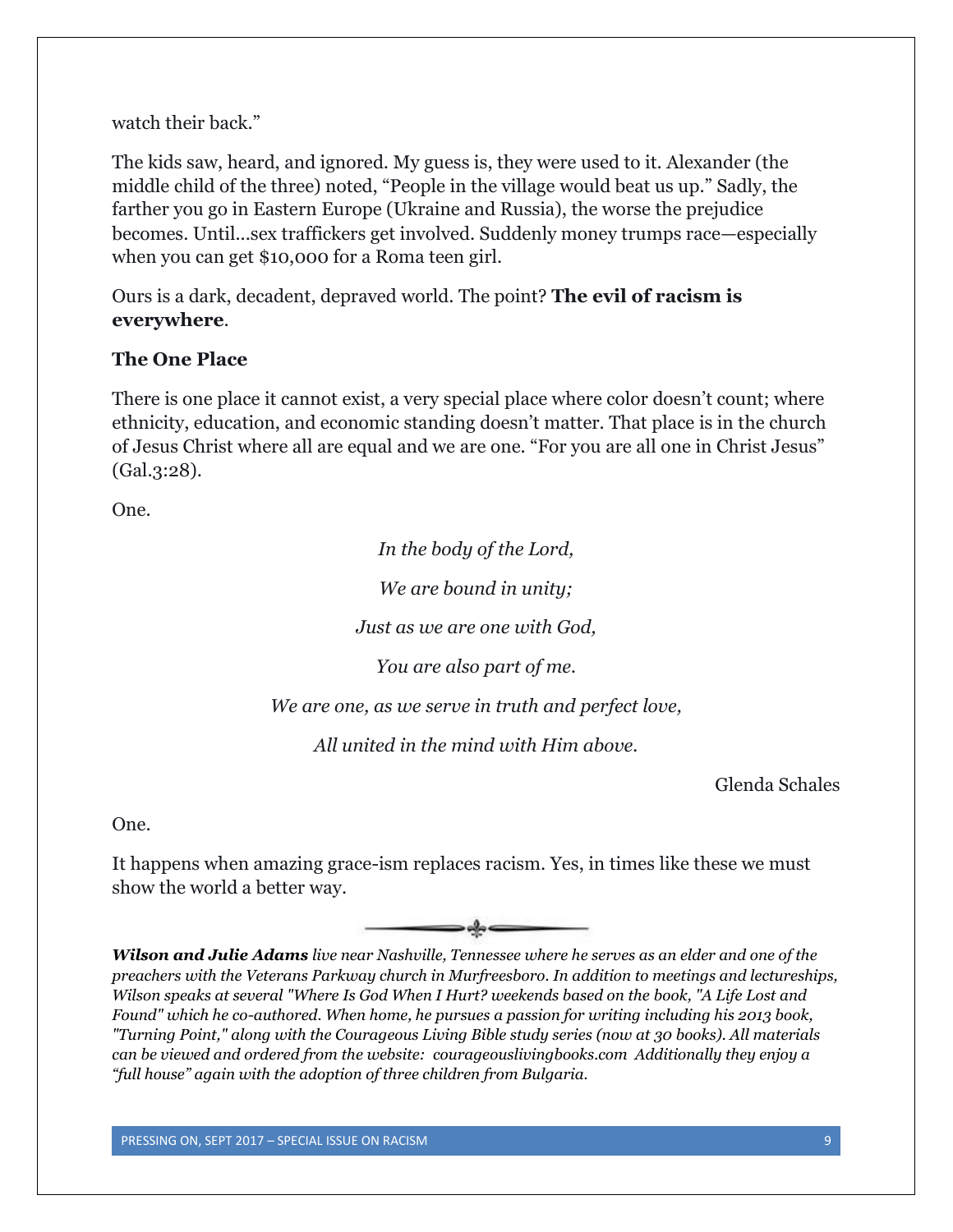watch their back."

The kids saw, heard, and ignored. My guess is, they were used to it. Alexander (the middle child of the three) noted, "People in the village would beat us up." Sadly, the farther you go in Eastern Europe (Ukraine and Russia), the worse the prejudice becomes. Until…sex traffickers get involved. Suddenly money trumps race—especially when you can get $10,000 for a Roma teen girl.

Ours is a dark, decadent, depraved world. The point? **The evil of racism is everywhere**.

**The One Place**

There is one place it cannot exist, a very special place where color doesn't count; where ethnicity, education, and economic standing doesn't matter. That place is in the church of Jesus Christ where all are equal and we are one. "For you are all one in Christ Jesus" (Gal.3:28).

One.

*In the body of the Lord,*

*We are bound in unity;*

*Just as we are one with God,*

*You are also part of me.*

*We are one, as we serve in truth and perfect love,*

*All united in the mind with Him above.*

Glenda Schales

One.

It happens when amazing grace-ism replaces racism. Yes, in times like these we must show the world a better way.

***Wilson and Julie Adams*** *live near Nashville, Tennessee where he serves as an elder and one of the preachers with the Veterans Parkway church in Murfreesboro. In addition to meetings and lectureships, Wilson speaks at several "Where Is God When I Hurt? weekends based on the book, "A Life Lost and Found" which he co-authored. When home, he pursues a passion for writing including his 2013 book, "Turning Point," along with the Courageous Living Bible study series (now at 30 books). All materials can be viewed and ordered from the website: courageouslivingbooks.com Additionally they enjoy a "full house" again with the adoption of three children from Bulgaria.*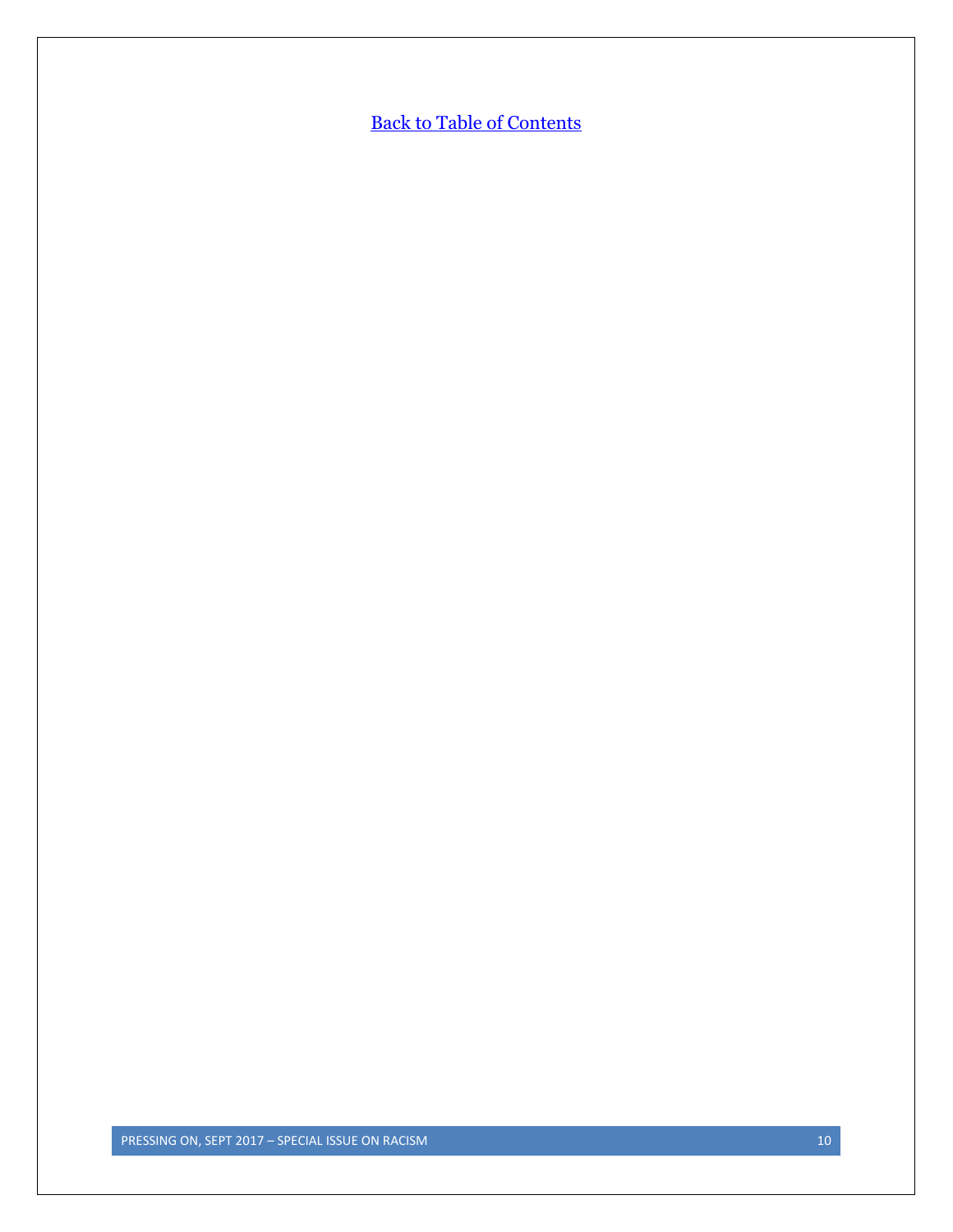[Back to Table of Contents]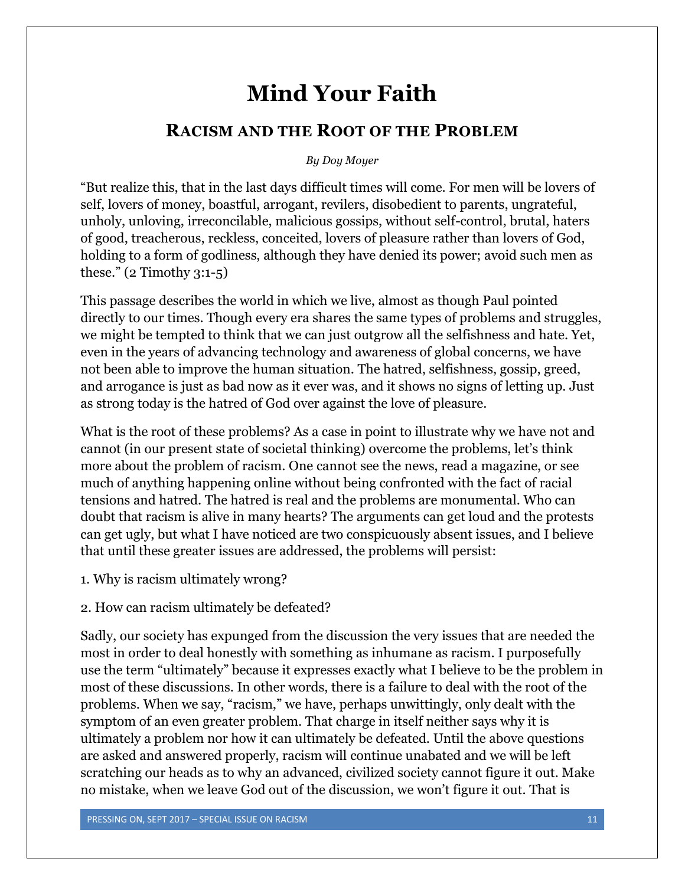# Mind Your Faith

## Racism and the Root of the Problem

*By Doy Moyer*

"But realize this, that in the last days difficult times will come. For men will be lovers of self, lovers of money, boastful, arrogant, revilers, disobedient to parents, ungrateful, unholy, unloving, irreconcilable, malicious gossips, without self-control, brutal, haters of good, treacherous, reckless, conceited, lovers of pleasure rather than lovers of God, holding to a form of godliness, although they have denied its power; avoid such men as these." (2 Timothy 3:1-5)

This passage describes the world in which we live, almost as though Paul pointed directly to our times. Though every era shares the same types of problems and struggles, we might be tempted to think that we can just outgrow all the selfishness and hate. Yet, even in the years of advancing technology and awareness of global concerns, we have not been able to improve the human situation. The hatred, selfishness, gossip, greed, and arrogance is just as bad now as it ever was, and it shows no signs of letting up. Just as strong today is the hatred of God over against the love of pleasure.

What is the root of these problems? As a case in point to illustrate why we have not and cannot (in our present state of societal thinking) overcome the problems, let's think more about the problem of racism. One cannot see the news, read a magazine, or see much of anything happening online without being confronted with the fact of racial tensions and hatred. The hatred is real and the problems are monumental. Who can doubt that racism is alive in many hearts? The arguments can get loud and the protests can get ugly, but what I have noticed are two conspicuously absent issues, and I believe that until these greater issues are addressed, the problems will persist:

1. Why is racism ultimately wrong?

2. How can racism ultimately be defeated?

Sadly, our society has expunged from the discussion the very issues that are needed the most in order to deal honestly with something as inhumane as racism. I purposefully use the term "ultimately" because it expresses exactly what I believe to be the problem in most of these discussions. In other words, there is a failure to deal with the root of the problems. When we say, "racism," we have, perhaps unwittingly, only dealt with the symptom of an even greater problem. That charge in itself neither says why it is ultimately a problem nor how it can ultimately be defeated. Until the above questions are asked and answered properly, racism will continue unabated and we will be left scratching our heads as to why an advanced, civilized society cannot figure it out. Make no mistake, when we leave God out of the discussion, we won't figure it out. That is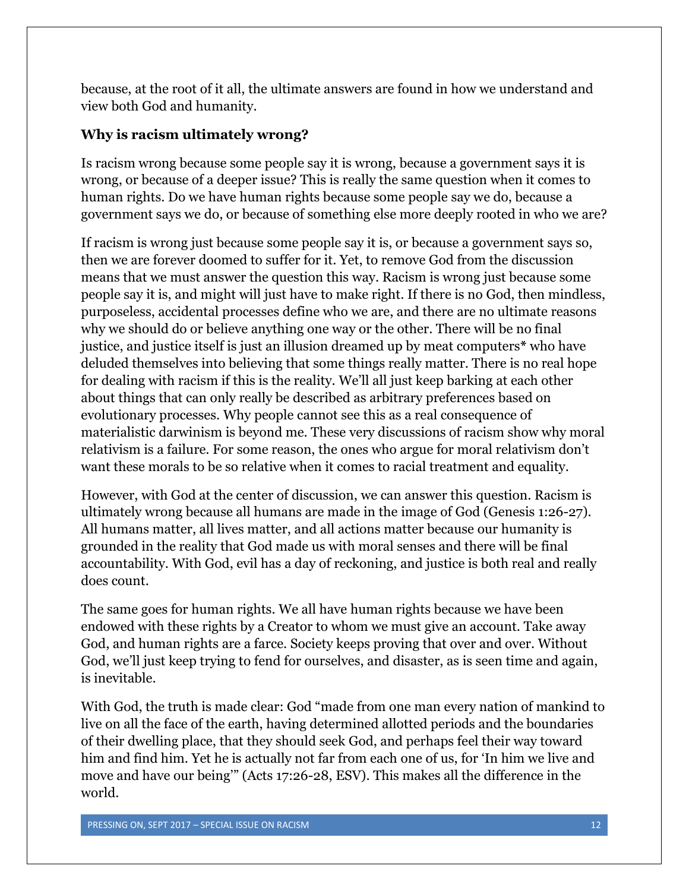because, at the root of it all, the ultimate answers are found in how we understand and view both God and humanity.

**Why is racism ultimately wrong?**

Is racism wrong because some people say it is wrong, because a government says it is wrong, or because of a deeper issue? This is really the same question when it comes to human rights. Do we have human rights because some people say we do, because a government says we do, or because of something else more deeply rooted in who we are?

If racism is wrong just because some people say it is, or because a government says so, then we are forever doomed to suffer for it. Yet, to remove God from the discussion means that we must answer the question this way. Racism is wrong just because some people say it is, and might will just have to make right. If there is no God, then mindless, purposeless, accidental processes define who we are, and there are no ultimate reasons why we should do or believe anything one way or the other. There will be no final justice, and justice itself is just an illusion dreamed up by meat computers* who have deluded themselves into believing that some things really matter. There is no real hope for dealing with racism if this is the reality. We'll all just keep barking at each other about things that can only really be described as arbitrary preferences based on evolutionary processes. Why people cannot see this as a real consequence of materialistic darwinism is beyond me. These very discussions of racism show why moral relativism is a failure. For some reason, the ones who argue for moral relativism don't want these morals to be so relative when it comes to racial treatment and equality.

However, with God at the center of discussion, we can answer this question. Racism is ultimately wrong because all humans are made in the image of God (Genesis 1:26-27). All humans matter, all lives matter, and all actions matter because our humanity is grounded in the reality that God made us with moral senses and there will be final accountability. With God, evil has a day of reckoning, and justice is both real and really does count.

The same goes for human rights. We all have human rights because we have been endowed with these rights by a Creator to whom we must give an account. Take away God, and human rights are a farce. Society keeps proving that over and over. Without God, we'll just keep trying to fend for ourselves, and disaster, as is seen time and again, is inevitable.

With God, the truth is made clear: God "made from one man every nation of mankind to live on all the face of the earth, having determined allotted periods and the boundaries of their dwelling place, that they should seek God, and perhaps feel their way toward him and find him. Yet he is actually not far from each one of us, for 'In him we live and move and have our being'" (Acts 17:26-28, ESV). This makes all the difference in the world.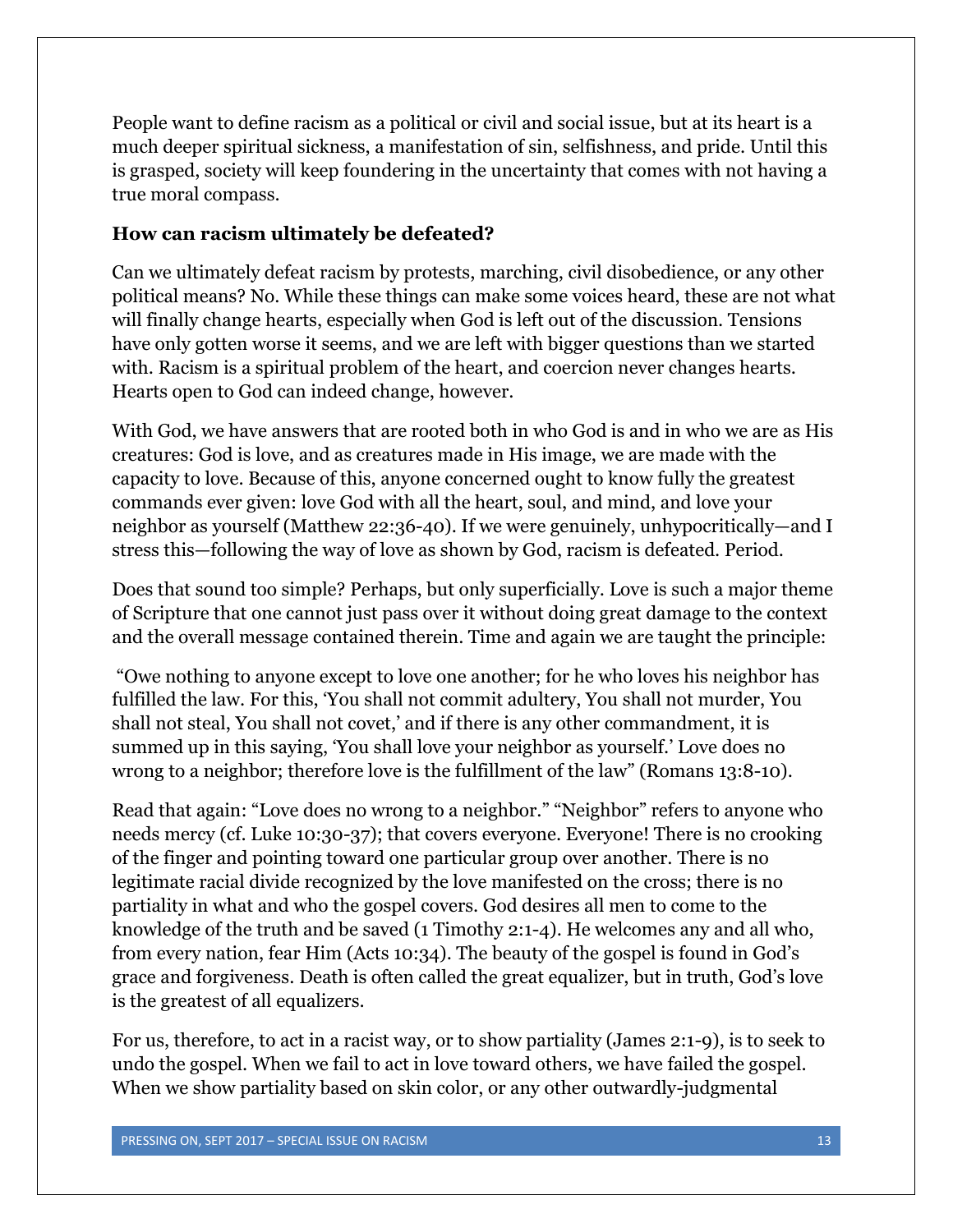People want to define racism as a political or civil and social issue, but at its heart is a much deeper spiritual sickness, a manifestation of sin, selfishness, and pride. Until this is grasped, society will keep foundering in the uncertainty that comes with not having a true moral compass.

**How can racism ultimately be defeated?**

Can we ultimately defeat racism by protests, marching, civil disobedience, or any other political means? No. While these things can make some voices heard, these are not what will finally change hearts, especially when God is left out of the discussion. Tensions have only gotten worse it seems, and we are left with bigger questions than we started with. Racism is a spiritual problem of the heart, and coercion never changes hearts. Hearts open to God can indeed change, however.

With God, we have answers that are rooted both in who God is and in who we are as His creatures: God is love, and as creatures made in His image, we are made with the capacity to love. Because of this, anyone concerned ought to know fully the greatest commands ever given: love God with all the heart, soul, and mind, and love your neighbor as yourself (Matthew 22:36-40). If we were genuinely, unhypocritically—and I stress this—following the way of love as shown by God, racism is defeated. Period.

Does that sound too simple? Perhaps, but only superficially. Love is such a major theme of Scripture that one cannot just pass over it without doing great damage to the context and the overall message contained therein. Time and again we are taught the principle:

"Owe nothing to anyone except to love one another; for he who loves his neighbor has fulfilled the law. For this, 'You shall not commit adultery, You shall not murder, You shall not steal, You shall not covet,' and if there is any other commandment, it is summed up in this saying, 'You shall love your neighbor as yourself.' Love does no wrong to a neighbor; therefore love is the fulfillment of the law" (Romans 13:8-10).

Read that again: "Love does no wrong to a neighbor." "Neighbor" refers to anyone who needs mercy (cf. Luke 10:30-37); that covers everyone. Everyone! There is no crooking of the finger and pointing toward one particular group over another. There is no legitimate racial divide recognized by the love manifested on the cross; there is no partiality in what and who the gospel covers. God desires all men to come to the knowledge of the truth and be saved (1 Timothy 2:1-4). He welcomes any and all who, from every nation, fear Him (Acts 10:34). The beauty of the gospel is found in God's grace and forgiveness. Death is often called the great equalizer, but in truth, God's love is the greatest of all equalizers.

For us, therefore, to act in a racist way, or to show partiality (James 2:1-9), is to seek to undo the gospel. When we fail to act in love toward others, we have failed the gospel. When we show partiality based on skin color, or any other outwardly-judgmental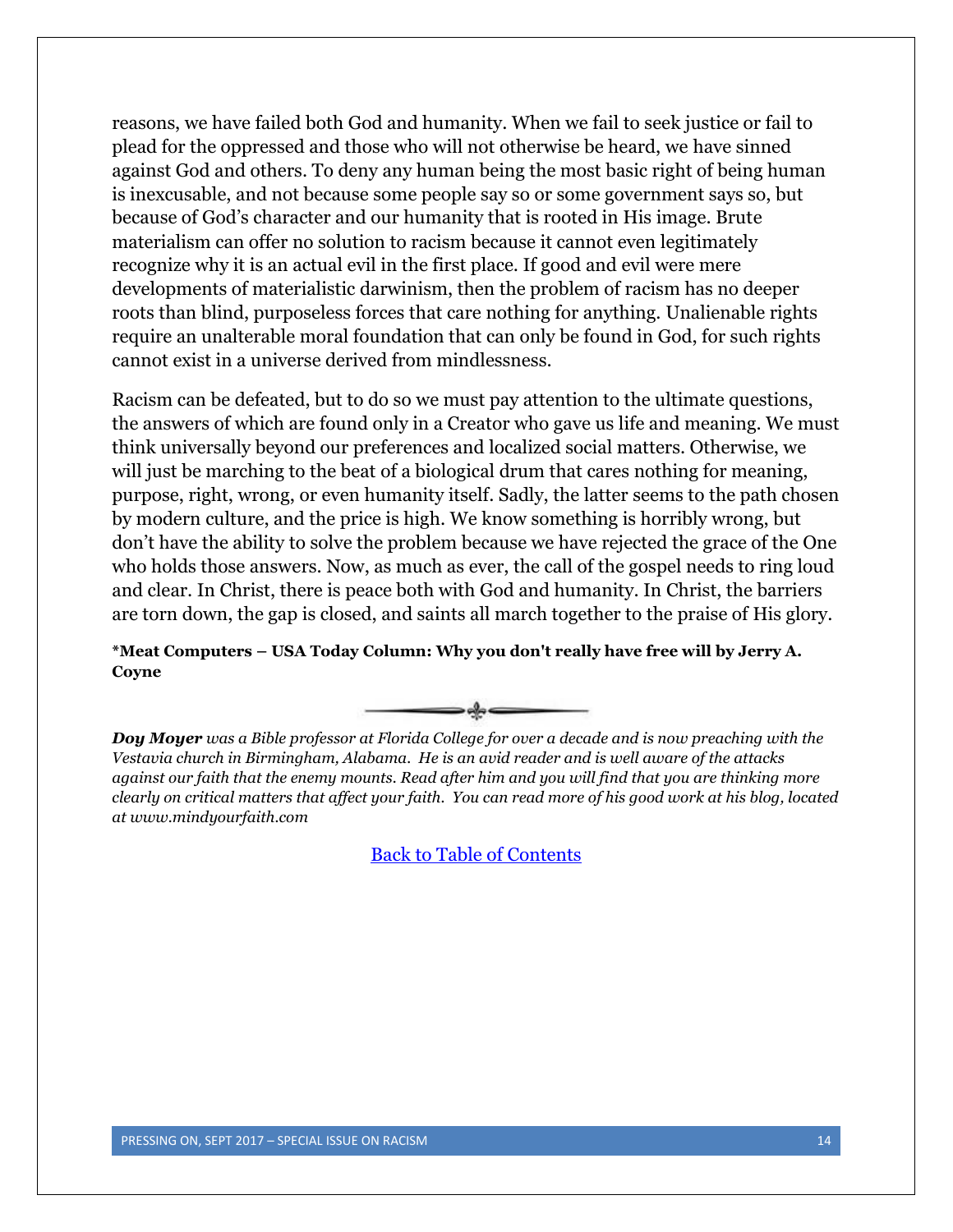reasons, we have failed both God and humanity. When we fail to seek justice or fail to plead for the oppressed and those who will not otherwise be heard, we have sinned against God and others. To deny any human being the most basic right of being human is inexcusable, and not because some people say so or some government says so, but because of God's character and our humanity that is rooted in His image. Brute materialism can offer no solution to racism because it cannot even legitimately recognize why it is an actual evil in the first place. If good and evil were mere developments of materialistic darwinism, then the problem of racism has no deeper roots than blind, purposeless forces that care nothing for anything. Unalienable rights require an unalterable moral foundation that can only be found in God, for such rights cannot exist in a universe derived from mindlessness.

Racism can be defeated, but to do so we must pay attention to the ultimate questions, the answers of which are found only in a Creator who gave us life and meaning. We must think universally beyond our preferences and localized social matters. Otherwise, we will just be marching to the beat of a biological drum that cares nothing for meaning, purpose, right, wrong, or even humanity itself. Sadly, the latter seems to the path chosen by modern culture, and the price is high. We know something is horribly wrong, but don't have the ability to solve the problem because we have rejected the grace of the One who holds those answers. Now, as much as ever, the call of the gospel needs to ring loud and clear. In Christ, there is peace both with God and humanity. In Christ, the barriers are torn down, the gap is closed, and saints all march together to the praise of His glory.

**\*Meat Computers – USA Today Column: Why you don't really have free will by Jerry A. Coyne**

***Doy Moyer*** *was a Bible professor at Florida College for over a decade and is now preaching with the Vestavia church in Birmingham, Alabama. He is an avid reader and is well aware of the attacks against our faith that the enemy mounts. Read after him and you will find that you are thinking more clearly on critical matters that affect your faith. You can read more of his good work at his blog, located at www.mindyourfaith.com*

Back to Table of Contents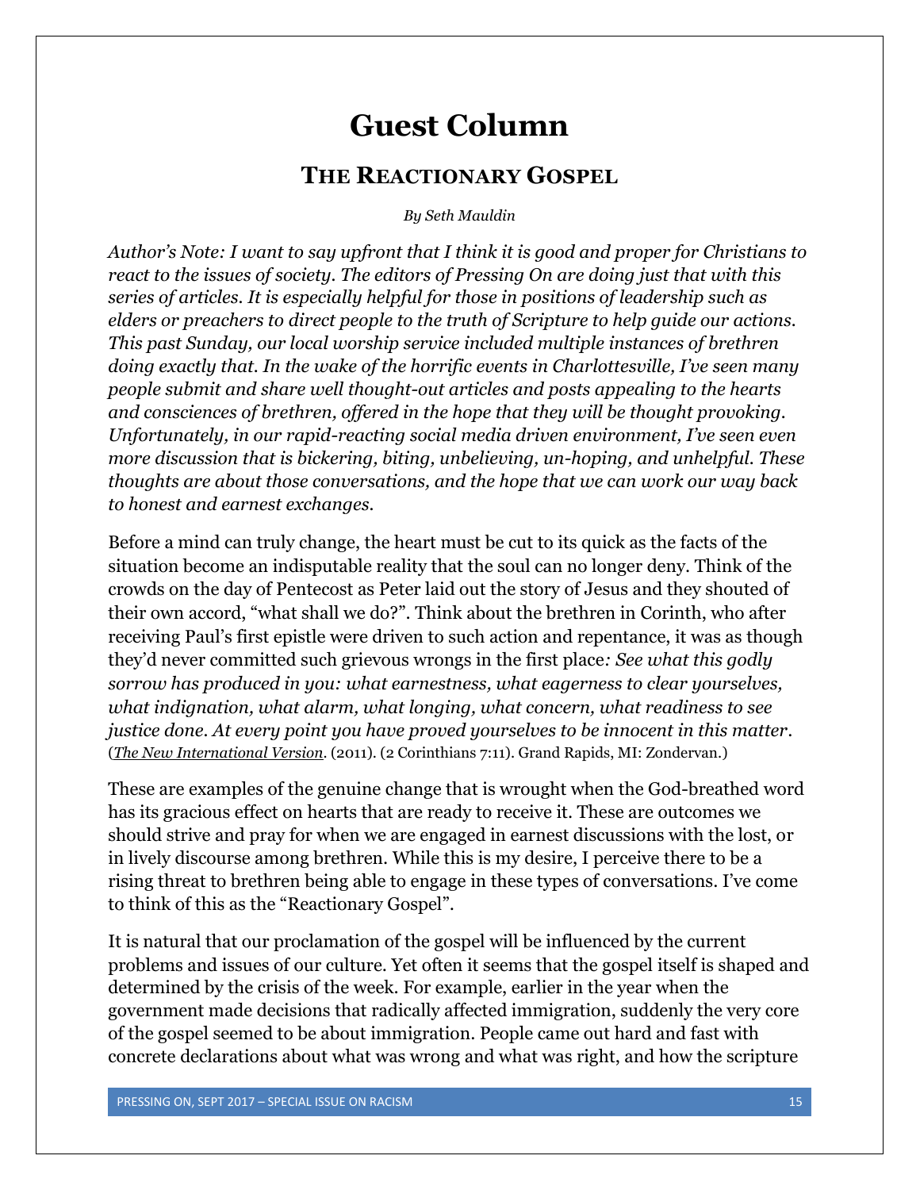# Guest Column

## THE REACTIONARY GOSPEL

*By Seth Mauldin*

*Author's Note: I want to say upfront that I think it is good and proper for Christians to react to the issues of society. The editors of Pressing On are doing just that with this series of articles. It is especially helpful for those in positions of leadership such as elders or preachers to direct people to the truth of Scripture to help guide our actions. This past Sunday, our local worship service included multiple instances of brethren doing exactly that. In the wake of the horrific events in Charlottesville, I've seen many people submit and share well thought-out articles and posts appealing to the hearts and consciences of brethren, offered in the hope that they will be thought provoking. Unfortunately, in our rapid-reacting social media driven environment, I've seen even more discussion that is bickering, biting, unbelieving, un-hoping, and unhelpful. These thoughts are about those conversations, and the hope that we can work our way back to honest and earnest exchanges.*

Before a mind can truly change, the heart must be cut to its quick as the facts of the situation become an indisputable reality that the soul can no longer deny. Think of the crowds on the day of Pentecost as Peter laid out the story of Jesus and they shouted of their own accord, "what shall we do?". Think about the brethren in Corinth, who after receiving Paul's first epistle were driven to such action and repentance, it was as though they'd never committed such grievous wrongs in the first place*: See what this godly sorrow has produced in you: what earnestness, what eagerness to clear yourselves, what indignation, what alarm, what longing, what concern, what readiness to see justice done. At every point you have proved yourselves to be innocent in this matter.* (*The New International Version*. (2011). (2 Corinthians 7:11). Grand Rapids, MI: Zondervan.)

These are examples of the genuine change that is wrought when the God-breathed word has its gracious effect on hearts that are ready to receive it. These are outcomes we should strive and pray for when we are engaged in earnest discussions with the lost, or in lively discourse among brethren. While this is my desire, I perceive there to be a rising threat to brethren being able to engage in these types of conversations. I've come to think of this as the "Reactionary Gospel".

It is natural that our proclamation of the gospel will be influenced by the current problems and issues of our culture. Yet often it seems that the gospel itself is shaped and determined by the crisis of the week. For example, earlier in the year when the government made decisions that radically affected immigration, suddenly the very core of the gospel seemed to be about immigration. People came out hard and fast with concrete declarations about what was wrong and what was right, and how the scripture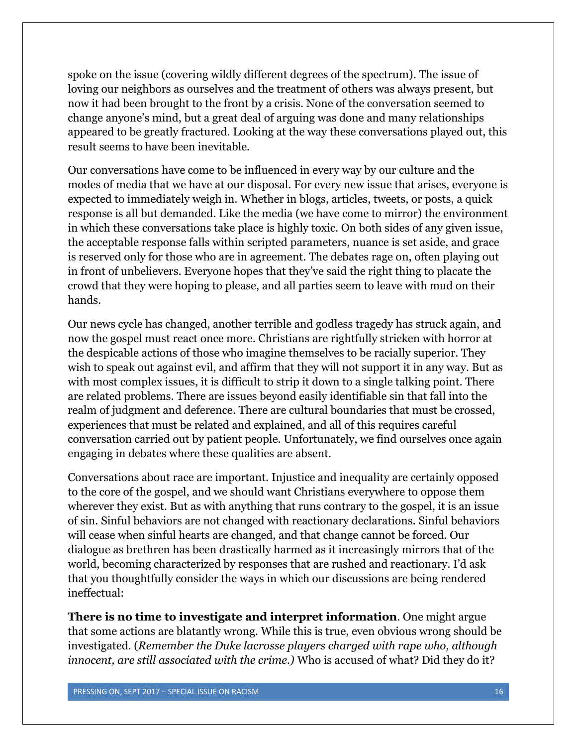spoke on the issue (covering wildly different degrees of the spectrum). The issue of loving our neighbors as ourselves and the treatment of others was always present, but now it had been brought to the front by a crisis. None of the conversation seemed to change anyone's mind, but a great deal of arguing was done and many relationships appeared to be greatly fractured. Looking at the way these conversations played out, this result seems to have been inevitable.

Our conversations have come to be influenced in every way by our culture and the modes of media that we have at our disposal. For every new issue that arises, everyone is expected to immediately weigh in. Whether in blogs, articles, tweets, or posts, a quick response is all but demanded. Like the media (we have come to mirror) the environment in which these conversations take place is highly toxic. On both sides of any given issue, the acceptable response falls within scripted parameters, nuance is set aside, and grace is reserved only for those who are in agreement. The debates rage on, often playing out in front of unbelievers. Everyone hopes that they've said the right thing to placate the crowd that they were hoping to please, and all parties seem to leave with mud on their hands.

Our news cycle has changed, another terrible and godless tragedy has struck again, and now the gospel must react once more. Christians are rightfully stricken with horror at the despicable actions of those who imagine themselves to be racially superior. They wish to speak out against evil, and affirm that they will not support it in any way. But as with most complex issues, it is difficult to strip it down to a single talking point. There are related problems. There are issues beyond easily identifiable sin that fall into the realm of judgment and deference. There are cultural boundaries that must be crossed, experiences that must be related and explained, and all of this requires careful conversation carried out by patient people. Unfortunately, we find ourselves once again engaging in debates where these qualities are absent.

Conversations about race are important. Injustice and inequality are certainly opposed to the core of the gospel, and we should want Christians everywhere to oppose them wherever they exist. But as with anything that runs contrary to the gospel, it is an issue of sin. Sinful behaviors are not changed with reactionary declarations. Sinful behaviors will cease when sinful hearts are changed, and that change cannot be forced. Our dialogue as brethren has been drastically harmed as it increasingly mirrors that of the world, becoming characterized by responses that are rushed and reactionary. I'd ask that you thoughtfully consider the ways in which our discussions are being rendered ineffectual:

**There is no time to investigate and interpret information**. One might argue that some actions are blatantly wrong. While this is true, even obvious wrong should be investigated. (*Remember the Duke lacrosse players charged with rape who, although innocent, are still associated with the crime.)* Who is accused of what? Did they do it?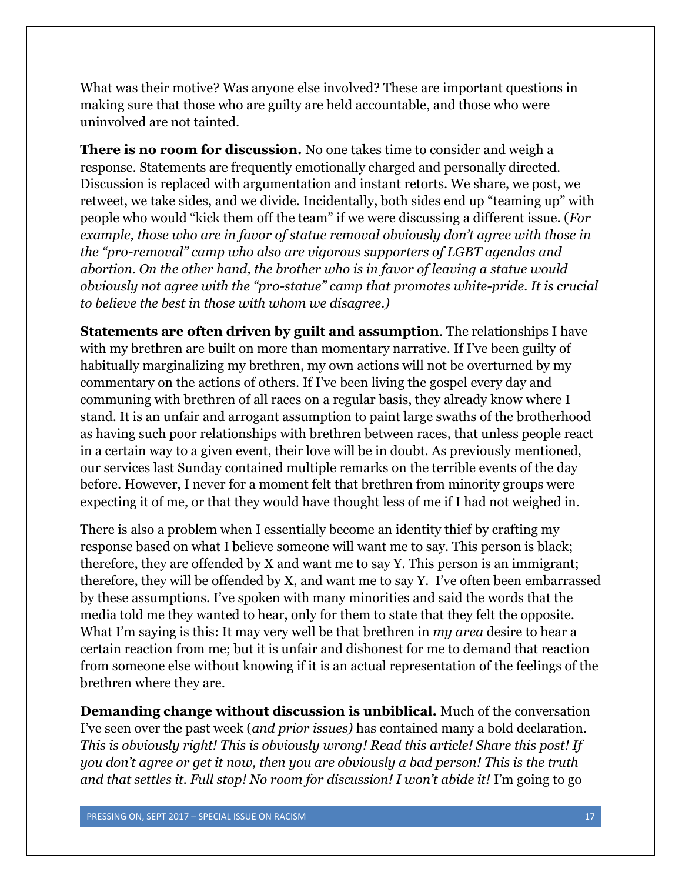What was their motive? Was anyone else involved? These are important questions in making sure that those who are guilty are held accountable, and those who were uninvolved are not tainted.

**There is no room for discussion.** No one takes time to consider and weigh a response. Statements are frequently emotionally charged and personally directed. Discussion is replaced with argumentation and instant retorts. We share, we post, we retweet, we take sides, and we divide. Incidentally, both sides end up "teaming up" with people who would "kick them off the team" if we were discussing a different issue. (*For example, those who are in favor of statue removal obviously don't agree with those in the "pro-removal" camp who also are vigorous supporters of LGBT agendas and abortion. On the other hand, the brother who is in favor of leaving a statue would obviously not agree with the "pro-statue" camp that promotes white-pride. It is crucial to believe the best in those with whom we disagree.)*

**Statements are often driven by guilt and assumption**. The relationships I have with my brethren are built on more than momentary narrative. If I've been guilty of habitually marginalizing my brethren, my own actions will not be overturned by my commentary on the actions of others. If I've been living the gospel every day and communing with brethren of all races on a regular basis, they already know where I stand. It is an unfair and arrogant assumption to paint large swaths of the brotherhood as having such poor relationships with brethren between races, that unless people react in a certain way to a given event, their love will be in doubt. As previously mentioned, our services last Sunday contained multiple remarks on the terrible events of the day before. However, I never for a moment felt that brethren from minority groups were expecting it of me, or that they would have thought less of me if I had not weighed in.

There is also a problem when I essentially become an identity thief by crafting my response based on what I believe someone will want me to say. This person is black; therefore, they are offended by X and want me to say Y. This person is an immigrant; therefore, they will be offended by X, and want me to say Y. I've often been embarrassed by these assumptions. I've spoken with many minorities and said the words that the media told me they wanted to hear, only for them to state that they felt the opposite. What I'm saying is this: It may very well be that brethren in *my area* desire to hear a certain reaction from me; but it is unfair and dishonest for me to demand that reaction from someone else without knowing if it is an actual representation of the feelings of the brethren where they are.

**Demanding change without discussion is unbiblical.** Much of the conversation I've seen over the past week (*and prior issues)* has contained many a bold declaration. *This is obviously right! This is obviously wrong! Read this article! Share this post! If you don't agree or get it now, then you are obviously a bad person! This is the truth and that settles it. Full stop! No room for discussion! I won't abide it!* I'm going to go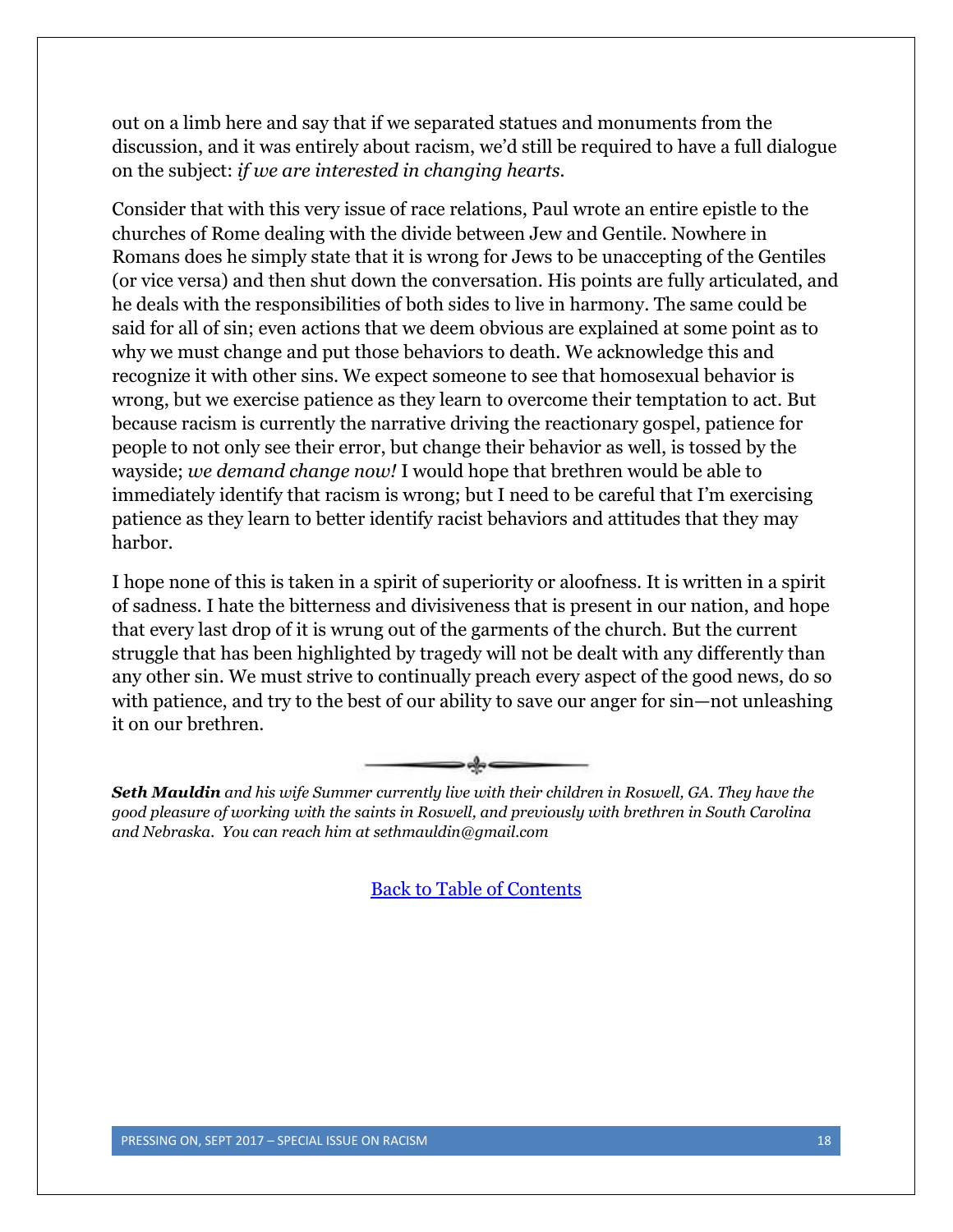out on a limb here and say that if we separated statues and monuments from the discussion, and it was entirely about racism, we'd still be required to have a full dialogue on the subject: *if we are interested in changing hearts*.

Consider that with this very issue of race relations, Paul wrote an entire epistle to the churches of Rome dealing with the divide between Jew and Gentile. Nowhere in Romans does he simply state that it is wrong for Jews to be unaccepting of the Gentiles (or vice versa) and then shut down the conversation. His points are fully articulated, and he deals with the responsibilities of both sides to live in harmony. The same could be said for all of sin; even actions that we deem obvious are explained at some point as to why we must change and put those behaviors to death. We acknowledge this and recognize it with other sins. We expect someone to see that homosexual behavior is wrong, but we exercise patience as they learn to overcome their temptation to act. But because racism is currently the narrative driving the reactionary gospel, patience for people to not only see their error, but change their behavior as well, is tossed by the wayside; *we demand change now!* I would hope that brethren would be able to immediately identify that racism is wrong; but I need to be careful that I'm exercising patience as they learn to better identify racist behaviors and attitudes that they may harbor.

I hope none of this is taken in a spirit of superiority or aloofness. It is written in a spirit of sadness. I hate the bitterness and divisiveness that is present in our nation, and hope that every last drop of it is wrung out of the garments of the church. But the current struggle that has been highlighted by tragedy will not be dealt with any differently than any other sin. We must strive to continually preach every aspect of the good news, do so with patience, and try to the best of our ability to save our anger for sin—not unleashing it on our brethren.

***Seth Mauldin** and his wife Summer currently live with their children in Roswell, GA. They have the good pleasure of working with the saints in Roswell, and previously with brethren in South Carolina and Nebraska. You can reach him at sethmauldin@gmail.com*

Back to Table of Contents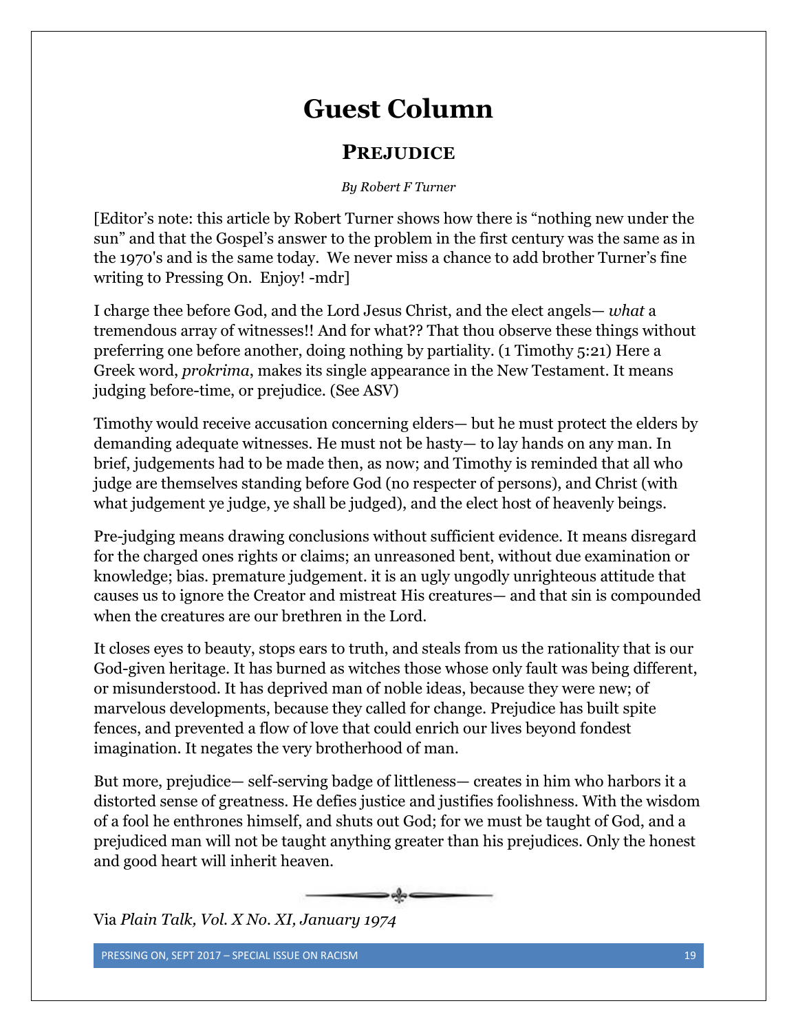# Guest Column

## PREJUDICE

*By Robert F Turner*

[Editor's note: this article by Robert Turner shows how there is "nothing new under the sun" and that the Gospel's answer to the problem in the first century was the same as in the 1970's and is the same today. We never miss a chance to add brother Turner's fine writing to Pressing On. Enjoy! -mdr]

I charge thee before God, and the Lord Jesus Christ, and the elect angels— *what* a tremendous array of witnesses!! And for what?? That thou observe these things without preferring one before another, doing nothing by partiality. (1 Timothy 5:21) Here a Greek word, *prokrima*, makes its single appearance in the New Testament. It means judging before-time, or prejudice. (See ASV)

Timothy would receive accusation concerning elders— but he must protect the elders by demanding adequate witnesses. He must not be hasty— to lay hands on any man. In brief, judgements had to be made then, as now; and Timothy is reminded that all who judge are themselves standing before God (no respecter of persons), and Christ (with what judgement ye judge, ye shall be judged), and the elect host of heavenly beings.

Pre-judging means drawing conclusions without sufficient evidence. It means disregard for the charged ones rights or claims; an unreasoned bent, without due examination or knowledge; bias. premature judgement. it is an ugly ungodly unrighteous attitude that causes us to ignore the Creator and mistreat His creatures— and that sin is compounded when the creatures are our brethren in the Lord.

It closes eyes to beauty, stops ears to truth, and steals from us the rationality that is our God-given heritage. It has burned as witches those whose only fault was being different, or misunderstood. It has deprived man of noble ideas, because they were new; of marvelous developments, because they called for change. Prejudice has built spite fences, and prevented a flow of love that could enrich our lives beyond fondest imagination. It negates the very brotherhood of man.

But more, prejudice— self-serving badge of littleness— creates in him who harbors it a distorted sense of greatness. He defies justice and justifies foolishness. With the wisdom of a fool he enthrones himself, and shuts out God; for we must be taught of God, and a prejudiced man will not be taught anything greater than his prejudices. Only the honest and good heart will inherit heaven.

Via *Plain Talk, Vol. X No. XI, January 1974*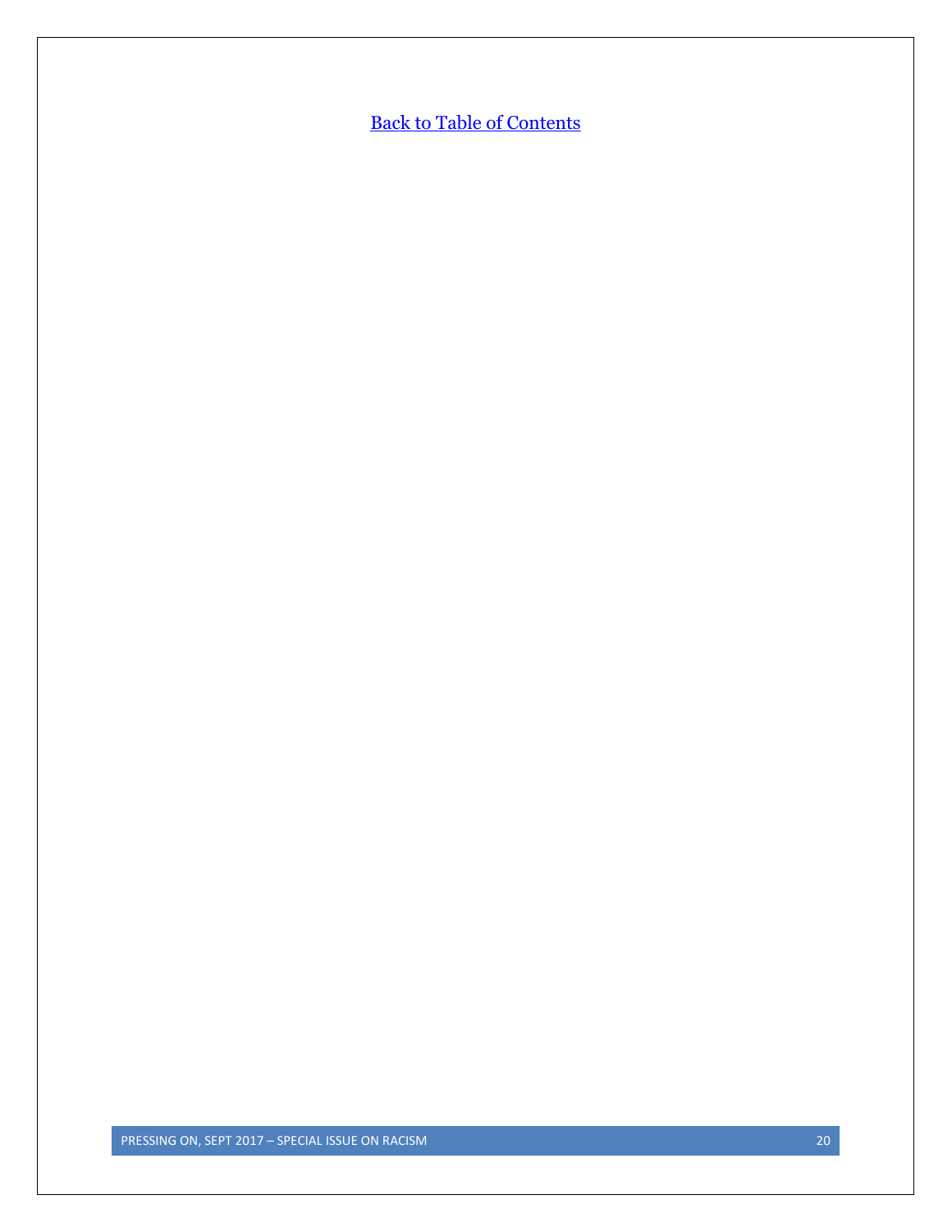[Back to Table of Contents]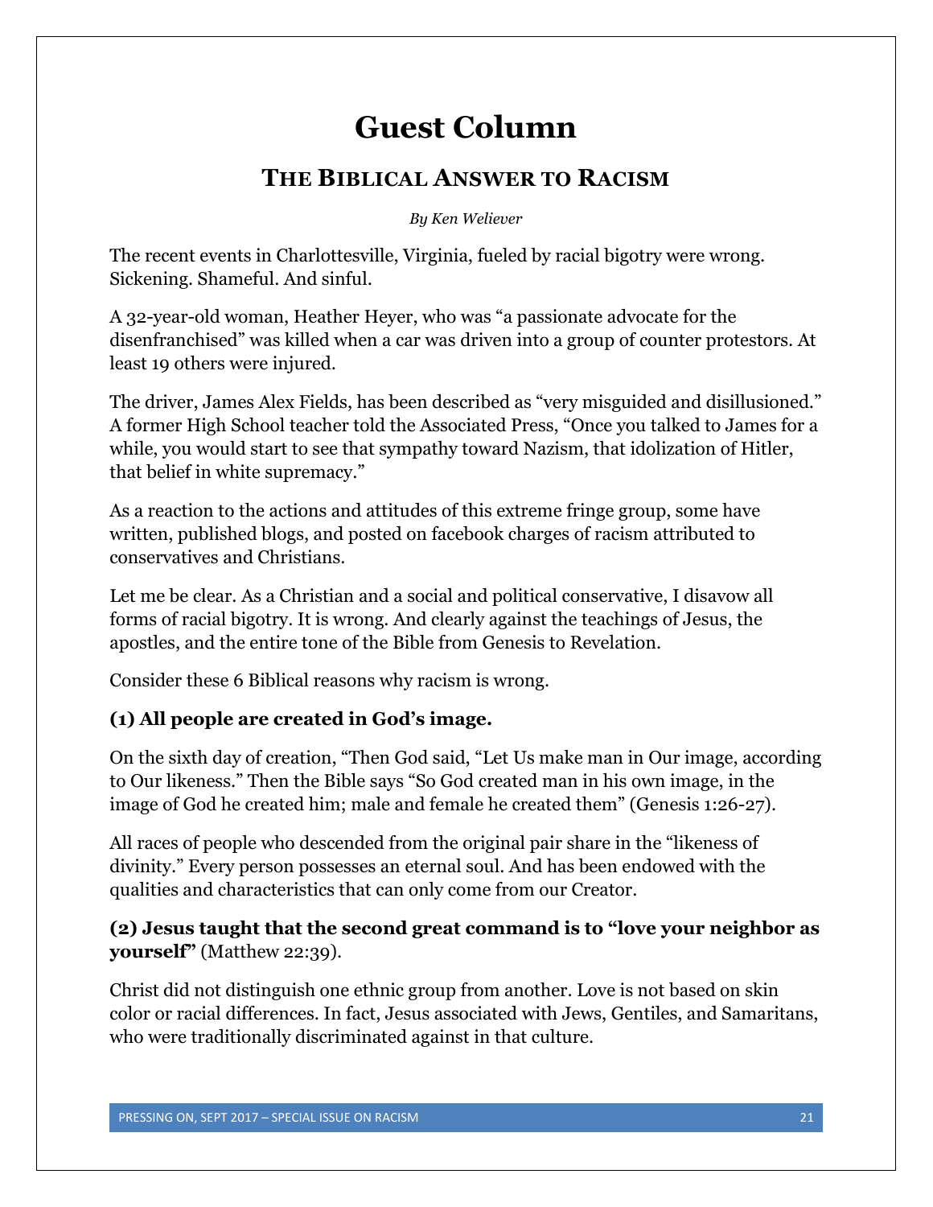# Guest Column

## THE BIBLICAL ANSWER TO RACISM

*By Ken Weliever*

The recent events in Charlottesville, Virginia, fueled by racial bigotry were wrong. Sickening. Shameful. And sinful.

A 32-year-old woman, Heather Heyer, who was "a passionate advocate for the disenfranchised" was killed when a car was driven into a group of counter protestors. At least 19 others were injured.

The driver, James Alex Fields, has been described as "very misguided and disillusioned." A former High School teacher told the Associated Press, "Once you talked to James for a while, you would start to see that sympathy toward Nazism, that idolization of Hitler, that belief in white supremacy."

As a reaction to the actions and attitudes of this extreme fringe group, some have written, published blogs, and posted on facebook charges of racism attributed to conservatives and Christians.

Let me be clear. As a Christian and a social and political conservative, I disavow all forms of racial bigotry. It is wrong. And clearly against the teachings of Jesus, the apostles, and the entire tone of the Bible from Genesis to Revelation.

Consider these 6 Biblical reasons why racism is wrong.

### (1) All people are created in God's image.

On the sixth day of creation, "Then God said, "Let Us make man in Our image, according to Our likeness." Then the Bible says "So God created man in his own image, in the image of God he created him; male and female he created them" (Genesis 1:26-27).

All races of people who descended from the original pair share in the "likeness of divinity." Every person possesses an eternal soul. And has been endowed with the qualities and characteristics that can only come from our Creator.

### (2) Jesus taught that the second great command is to "love your neighbor as yourself" (Matthew 22:39).

Christ did not distinguish one ethnic group from another. Love is not based on skin color or racial differences. In fact, Jesus associated with Jews, Gentiles, and Samaritans, who were traditionally discriminated against in that culture.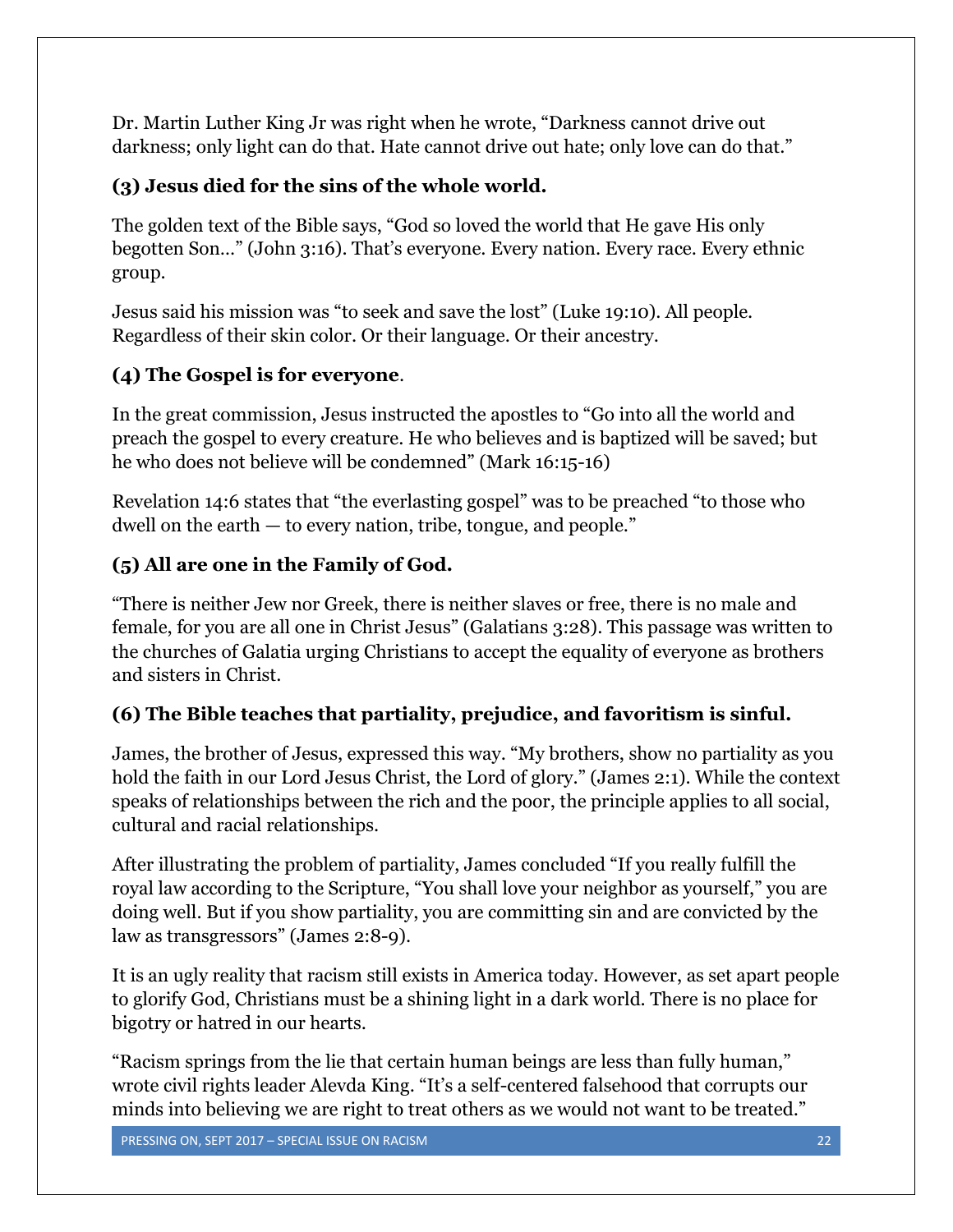Dr. Martin Luther King Jr was right when he wrote, "Darkness cannot drive out darkness; only light can do that. Hate cannot drive out hate; only love can do that."

**(3) Jesus died for the sins of the whole world.**

The golden text of the Bible says, "God so loved the world that He gave His only begotten Son…" (John 3:16). That's everyone. Every nation. Every race. Every ethnic group.

Jesus said his mission was "to seek and save the lost" (Luke 19:10). All people. Regardless of their skin color. Or their language. Or their ancestry.

**(4) The Gospel is for everyone**.

In the great commission, Jesus instructed the apostles to "Go into all the world and preach the gospel to every creature. He who believes and is baptized will be saved; but he who does not believe will be condemned" (Mark 16:15-16)

Revelation 14:6 states that "the everlasting gospel" was to be preached "to those who dwell on the earth — to every nation, tribe, tongue, and people."

**(5) All are one in the Family of God.**

"There is neither Jew nor Greek, there is neither slaves or free, there is no male and female, for you are all one in Christ Jesus" (Galatians 3:28). This passage was written to the churches of Galatia urging Christians to accept the equality of everyone as brothers and sisters in Christ.

**(6) The Bible teaches that partiality, prejudice, and favoritism is sinful.**

James, the brother of Jesus, expressed this way. "My brothers, show no partiality as you hold the faith in our Lord Jesus Christ, the Lord of glory." (James 2:1). While the context speaks of relationships between the rich and the poor, the principle applies to all social, cultural and racial relationships.

After illustrating the problem of partiality, James concluded "If you really fulfill the royal law according to the Scripture, "You shall love your neighbor as yourself," you are doing well. But if you show partiality, you are committing sin and are convicted by the law as transgressors" (James 2:8-9).

It is an ugly reality that racism still exists in America today. However, as set apart people to glorify God, Christians must be a shining light in a dark world. There is no place for bigotry or hatred in our hearts.

"Racism springs from the lie that certain human beings are less than fully human," wrote civil rights leader Alevda King. "It's a self-centered falsehood that corrupts our minds into believing we are right to treat others as we would not want to be treated."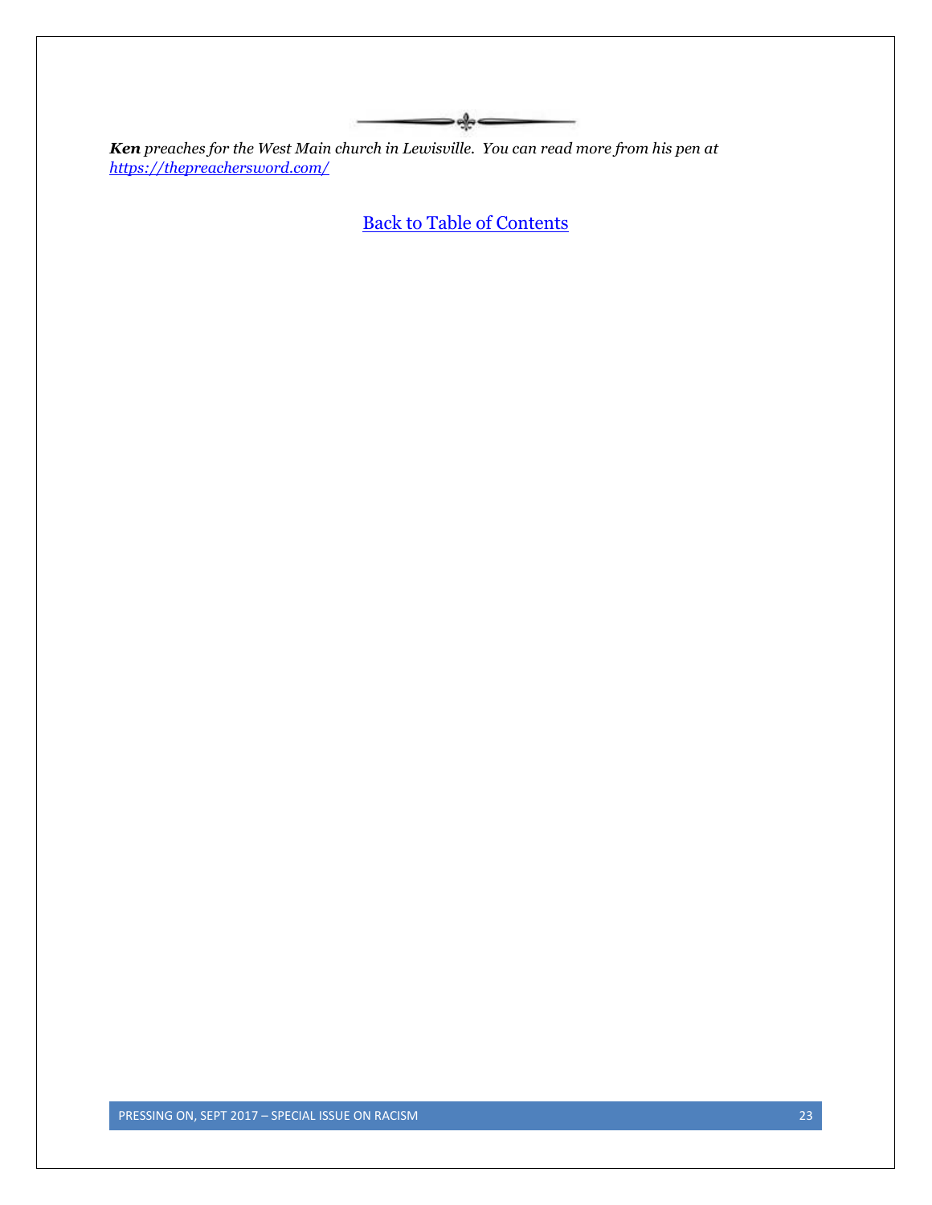***Ken** preaches for the West Main church in Lewisville. You can read more from his pen at [https://thepreachersword.com/](https://thepreachersword.com/)*

[Back to Table of Contents]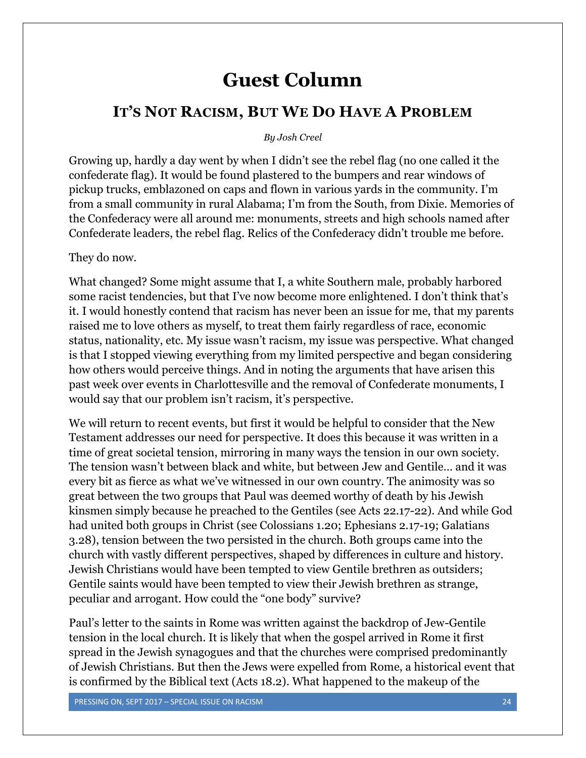# Guest Column

## It's Not Racism, But We Do Have A Problem

*By Josh Creel*

Growing up, hardly a day went by when I didn't see the rebel flag (no one called it the confederate flag). It would be found plastered to the bumpers and rear windows of pickup trucks, emblazoned on caps and flown in various yards in the community. I'm from a small community in rural Alabama; I'm from the South, from Dixie. Memories of the Confederacy were all around me: monuments, streets and high schools named after Confederate leaders, the rebel flag. Relics of the Confederacy didn't trouble me before.

They do now.

What changed? Some might assume that I, a white Southern male, probably harbored some racist tendencies, but that I've now become more enlightened. I don't think that's it. I would honestly contend that racism has never been an issue for me, that my parents raised me to love others as myself, to treat them fairly regardless of race, economic status, nationality, etc. My issue wasn't racism, my issue was perspective. What changed is that I stopped viewing everything from my limited perspective and began considering how others would perceive things. And in noting the arguments that have arisen this past week over events in Charlottesville and the removal of Confederate monuments, I would say that our problem isn't racism, it's perspective.

We will return to recent events, but first it would be helpful to consider that the New Testament addresses our need for perspective. It does this because it was written in a time of great societal tension, mirroring in many ways the tension in our own society. The tension wasn't between black and white, but between Jew and Gentile… and it was every bit as fierce as what we've witnessed in our own country. The animosity was so great between the two groups that Paul was deemed worthy of death by his Jewish kinsmen simply because he preached to the Gentiles (see Acts 22.17-22). And while God had united both groups in Christ (see Colossians 1.20; Ephesians 2.17-19; Galatians 3.28), tension between the two persisted in the church. Both groups came into the church with vastly different perspectives, shaped by differences in culture and history. Jewish Christians would have been tempted to view Gentile brethren as outsiders; Gentile saints would have been tempted to view their Jewish brethren as strange, peculiar and arrogant. How could the "one body" survive?

Paul's letter to the saints in Rome was written against the backdrop of Jew-Gentile tension in the local church. It is likely that when the gospel arrived in Rome it first spread in the Jewish synagogues and that the churches were comprised predominantly of Jewish Christians. But then the Jews were expelled from Rome, a historical event that is confirmed by the Biblical text (Acts 18.2). What happened to the makeup of the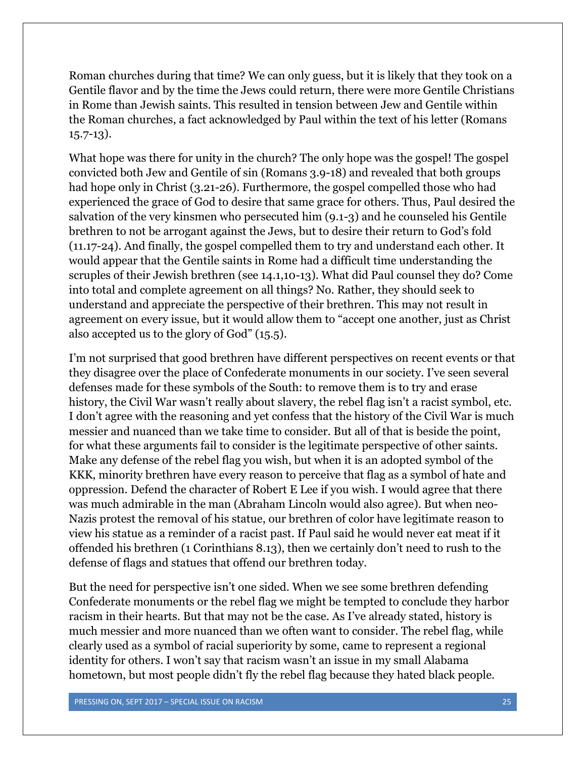Roman churches during that time? We can only guess, but it is likely that they took on a Gentile flavor and by the time the Jews could return, there were more Gentile Christians in Rome than Jewish saints. This resulted in tension between Jew and Gentile within the Roman churches, a fact acknowledged by Paul within the text of his letter (Romans 15.7-13).

What hope was there for unity in the church? The only hope was the gospel! The gospel convicted both Jew and Gentile of sin (Romans 3.9-18) and revealed that both groups had hope only in Christ (3.21-26). Furthermore, the gospel compelled those who had experienced the grace of God to desire that same grace for others. Thus, Paul desired the salvation of the very kinsmen who persecuted him (9.1-3) and he counseled his Gentile brethren to not be arrogant against the Jews, but to desire their return to God's fold (11.17-24). And finally, the gospel compelled them to try and understand each other. It would appear that the Gentile saints in Rome had a difficult time understanding the scruples of their Jewish brethren (see 14.1,10-13). What did Paul counsel they do? Come into total and complete agreement on all things? No. Rather, they should seek to understand and appreciate the perspective of their brethren. This may not result in agreement on every issue, but it would allow them to "accept one another, just as Christ also accepted us to the glory of God" (15.5).

I'm not surprised that good brethren have different perspectives on recent events or that they disagree over the place of Confederate monuments in our society. I've seen several defenses made for these symbols of the South: to remove them is to try and erase history, the Civil War wasn't really about slavery, the rebel flag isn't a racist symbol, etc. I don't agree with the reasoning and yet confess that the history of the Civil War is much messier and nuanced than we take time to consider. But all of that is beside the point, for what these arguments fail to consider is the legitimate perspective of other saints. Make any defense of the rebel flag you wish, but when it is an adopted symbol of the KKK, minority brethren have every reason to perceive that flag as a symbol of hate and oppression. Defend the character of Robert E Lee if you wish. I would agree that there was much admirable in the man (Abraham Lincoln would also agree). But when neo-Nazis protest the removal of his statue, our brethren of color have legitimate reason to view his statue as a reminder of a racist past. If Paul said he would never eat meat if it offended his brethren (1 Corinthians 8.13), then we certainly don't need to rush to the defense of flags and statues that offend our brethren today.

But the need for perspective isn't one sided. When we see some brethren defending Confederate monuments or the rebel flag we might be tempted to conclude they harbor racism in their hearts. But that may not be the case. As I've already stated, history is much messier and more nuanced than we often want to consider. The rebel flag, while clearly used as a symbol of racial superiority by some, came to represent a regional identity for others. I won't say that racism wasn't an issue in my small Alabama hometown, but most people didn't fly the rebel flag because they hated black people.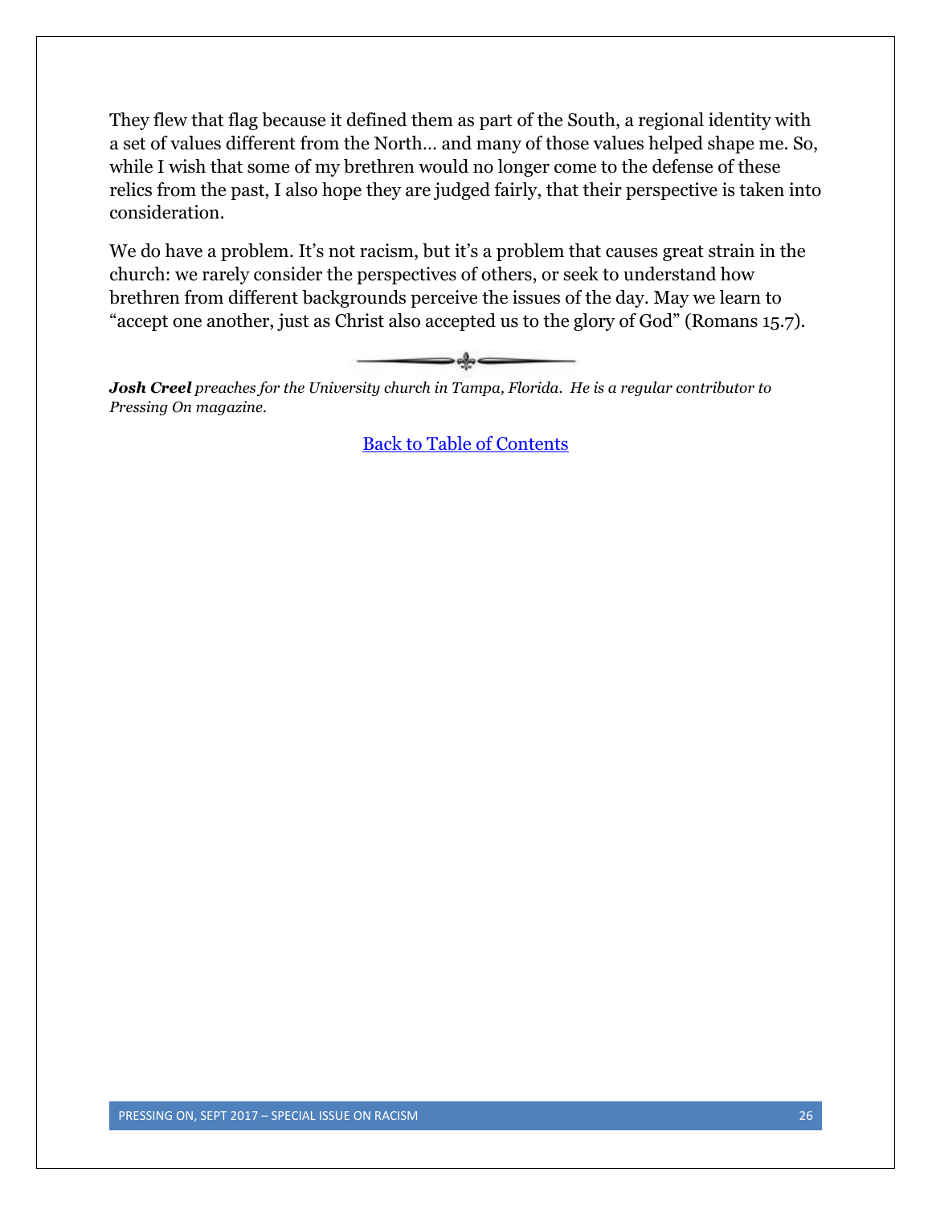They flew that flag because it defined them as part of the South, a regional identity with a set of values different from the North… and many of those values helped shape me. So, while I wish that some of my brethren would no longer come to the defense of these relics from the past, I also hope they are judged fairly, that their perspective is taken into consideration.

We do have a problem. It's not racism, but it's a problem that causes great strain in the church: we rarely consider the perspectives of others, or seek to understand how brethren from different backgrounds perceive the issues of the day. May we learn to "accept one another, just as Christ also accepted us to the glory of God" (Romans 15.7).

***Josh Creel*** *preaches for the University church in Tampa, Florida. He is a regular contributor to Pressing On magazine.*

Back to Table of Contents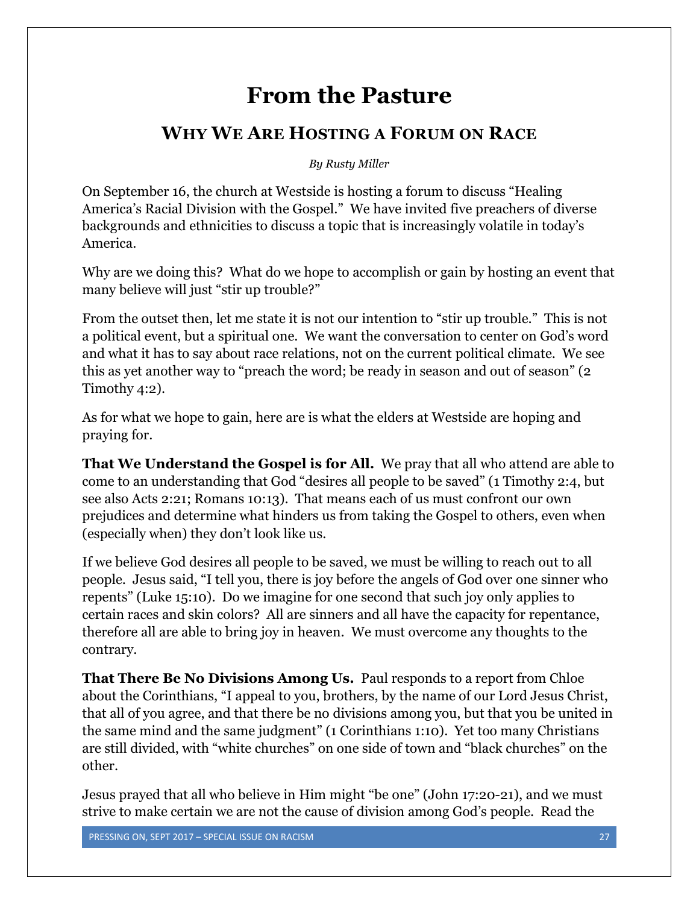# From the Pasture

## WHY WE ARE HOSTING A FORUM ON RACE

*By Rusty Miller*

On September 16, the church at Westside is hosting a forum to discuss "Healing America's Racial Division with the Gospel." We have invited five preachers of diverse backgrounds and ethnicities to discuss a topic that is increasingly volatile in today's America.

Why are we doing this? What do we hope to accomplish or gain by hosting an event that many believe will just "stir up trouble?"

From the outset then, let me state it is not our intention to "stir up trouble." This is not a political event, but a spiritual one. We want the conversation to center on God's word and what it has to say about race relations, not on the current political climate. We see this as yet another way to "preach the word; be ready in season and out of season" (2 Timothy 4:2).

As for what we hope to gain, here are is what the elders at Westside are hoping and praying for.

**That We Understand the Gospel is for All.** We pray that all who attend are able to come to an understanding that God "desires all people to be saved" (1 Timothy 2:4, but see also Acts 2:21; Romans 10:13). That means each of us must confront our own prejudices and determine what hinders us from taking the Gospel to others, even when (especially when) they don't look like us.

If we believe God desires all people to be saved, we must be willing to reach out to all people. Jesus said, "I tell you, there is joy before the angels of God over one sinner who repents" (Luke 15:10). Do we imagine for one second that such joy only applies to certain races and skin colors? All are sinners and all have the capacity for repentance, therefore all are able to bring joy in heaven. We must overcome any thoughts to the contrary.

**That There Be No Divisions Among Us.** Paul responds to a report from Chloe about the Corinthians, "I appeal to you, brothers, by the name of our Lord Jesus Christ, that all of you agree, and that there be no divisions among you, but that you be united in the same mind and the same judgment" (1 Corinthians 1:10). Yet too many Christians are still divided, with "white churches" on one side of town and "black churches" on the other.

Jesus prayed that all who believe in Him might "be one" (John 17:20-21), and we must strive to make certain we are not the cause of division among God's people. Read the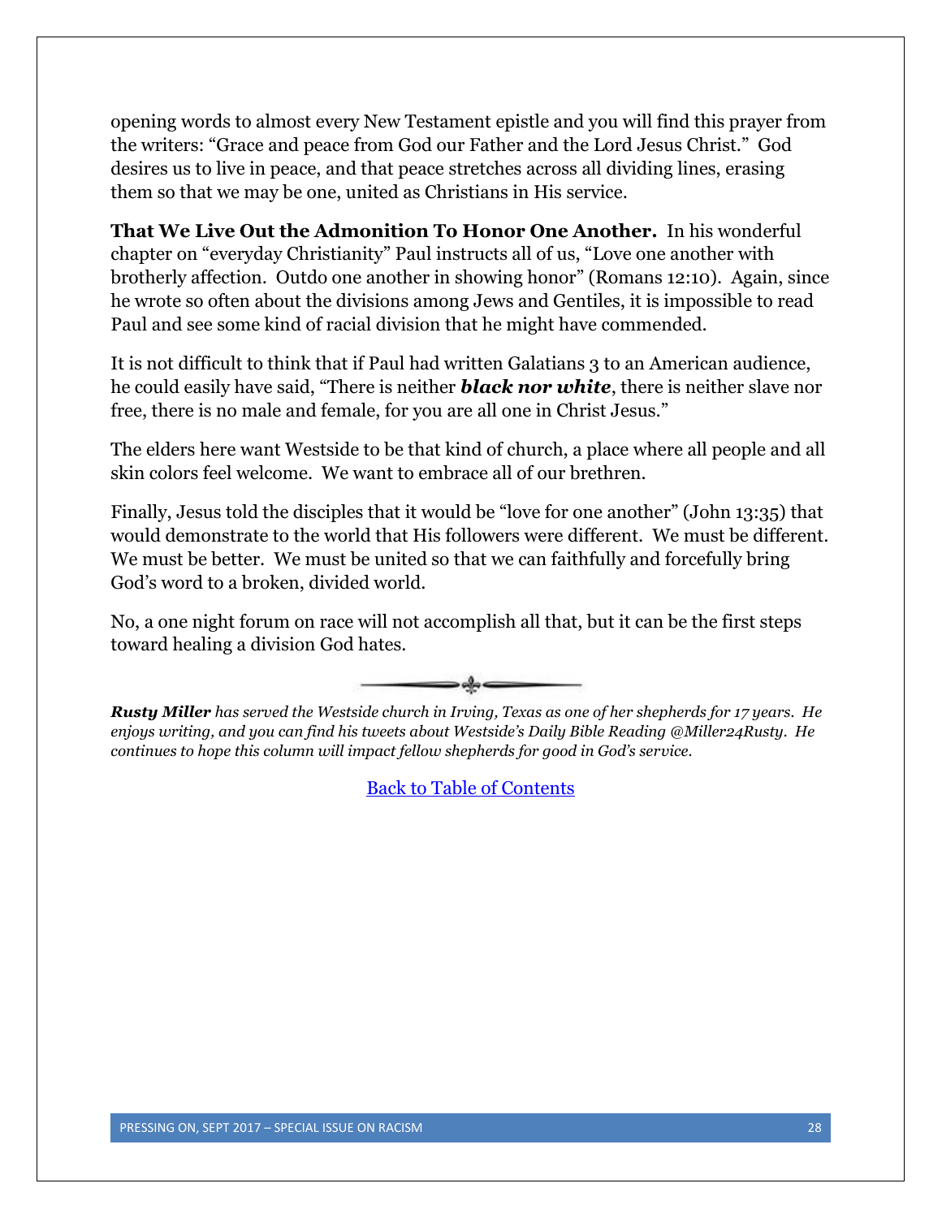opening words to almost every New Testament epistle and you will find this prayer from the writers: "Grace and peace from God our Father and the Lord Jesus Christ." God desires us to live in peace, and that peace stretches across all dividing lines, erasing them so that we may be one, united as Christians in His service.

**That We Live Out the Admonition To Honor One Another.** In his wonderful chapter on "everyday Christianity" Paul instructs all of us, "Love one another with brotherly affection. Outdo one another in showing honor" (Romans 12:10). Again, since he wrote so often about the divisions among Jews and Gentiles, it is impossible to read Paul and see some kind of racial division that he might have commended.

It is not difficult to think that if Paul had written Galatians 3 to an American audience, he could easily have said, "There is neither ***black nor white***, there is neither slave nor free, there is no male and female, for you are all one in Christ Jesus."

The elders here want Westside to be that kind of church, a place where all people and all skin colors feel welcome. We want to embrace all of our brethren.

Finally, Jesus told the disciples that it would be "love for one another" (John 13:35) that would demonstrate to the world that His followers were different. We must be different. We must be better. We must be united so that we can faithfully and forcefully bring God's word to a broken, divided world.

No, a one night forum on race will not accomplish all that, but it can be the first steps toward healing a division God hates.

***Rusty Miller*** *has served the Westside church in Irving, Texas as one of her shepherds for 17 years. He enjoys writing, and you can find his tweets about Westside's Daily Bible Reading @Miller24Rusty. He continues to hope this column will impact fellow shepherds for good in God's service.*

Back to Table of Contents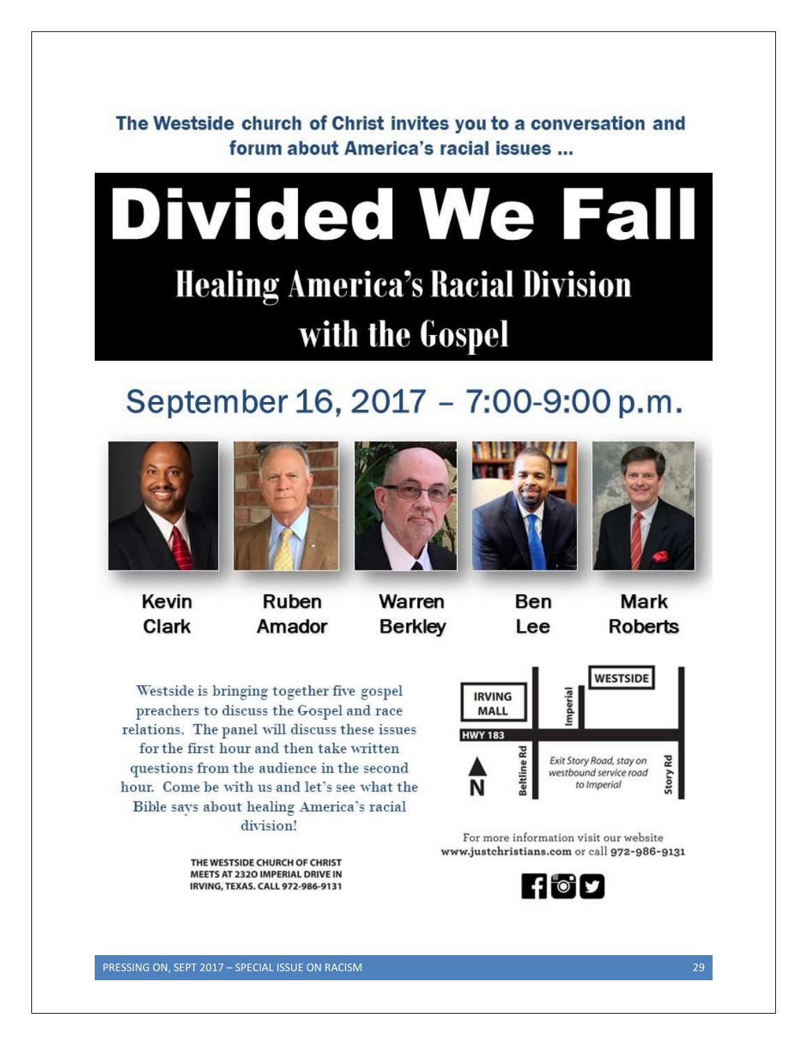The Westside church of Christ invites you to a conversation and forum about America's racial issues ...

# Divided We Fall

## Healing America's Racial Division with the Gospel

## September 16, 2017 – 7:00-9:00 p.m.

Kevin Clark · Ruben Amador · Warren Berkley · Ben Lee · Mark Roberts

Westside is bringing together five gospel preachers to discuss the Gospel and race relations. The panel will discuss these issues for the first hour and then take written questions from the audience in the second hour. Come be with us and let's see what the Bible says about healing America's racial division!

IRVING MALL · WESTSIDE · HWY 183 · Imperial · Beltline Rd · Story Rd · N

*Exit Story Road, stay on westbound service road to Imperial*

For more information visit our website **www.justchristians.com** or call **972-986-9131**

**THE WESTSIDE CHURCH OF CHRIST MEETS AT 2320 IMPERIAL DRIVE IN IRVING, TEXAS. CALL 972-986-9131**

PRESSING ON, SEPT 2017 – SPECIAL ISSUE ON RACISM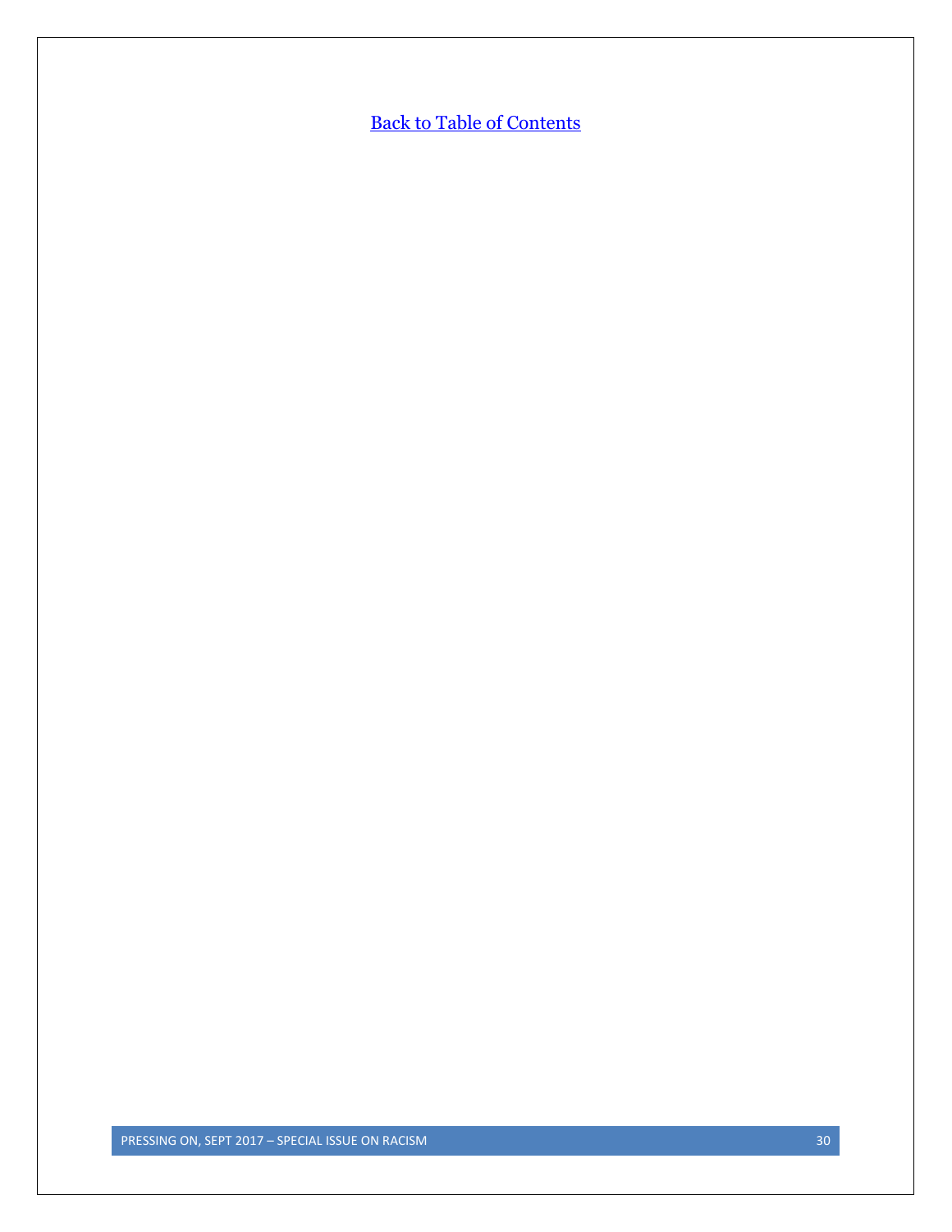[Back to Table of Contents]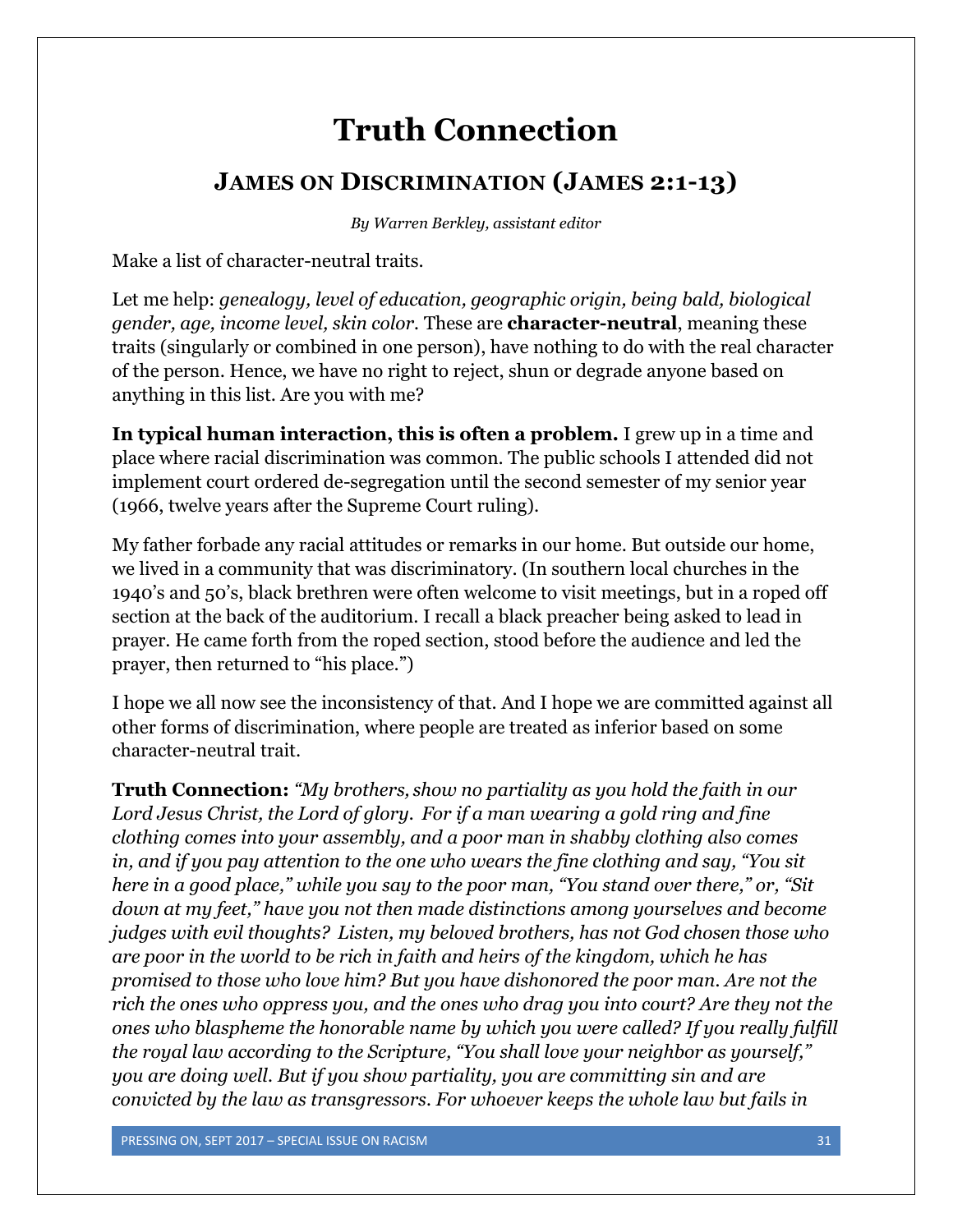# Truth Connection

## JAMES ON DISCRIMINATION (JAMES 2:1-13)

*By Warren Berkley, assistant editor*

Make a list of character-neutral traits.

Let me help: *genealogy, level of education, geographic origin, being bald, biological gender, age, income level, skin color*. These are **character-neutral**, meaning these traits (singularly or combined in one person), have nothing to do with the real character of the person. Hence, we have no right to reject, shun or degrade anyone based on anything in this list. Are you with me?

**In typical human interaction, this is often a problem.** I grew up in a time and place where racial discrimination was common. The public schools I attended did not implement court ordered de-segregation until the second semester of my senior year (1966, twelve years after the Supreme Court ruling).

My father forbade any racial attitudes or remarks in our home. But outside our home, we lived in a community that was discriminatory. (In southern local churches in the 1940's and 50's, black brethren were often welcome to visit meetings, but in a roped off section at the back of the auditorium. I recall a black preacher being asked to lead in prayer. He came forth from the roped section, stood before the audience and led the prayer, then returned to "his place.")

I hope we all now see the inconsistency of that. And I hope we are committed against all other forms of discrimination, where people are treated as inferior based on some character-neutral trait.

**Truth Connection:** *"My brothers, show no partiality as you hold the faith in our Lord Jesus Christ, the Lord of glory. For if a man wearing a gold ring and fine clothing comes into your assembly, and a poor man in shabby clothing also comes in, and if you pay attention to the one who wears the fine clothing and say, "You sit here in a good place," while you say to the poor man, "You stand over there," or, "Sit down at my feet," have you not then made distinctions among yourselves and become judges with evil thoughts? Listen, my beloved brothers, has not God chosen those who are poor in the world to be rich in faith and heirs of the kingdom, which he has promised to those who love him? But you have dishonored the poor man. Are not the rich the ones who oppress you, and the ones who drag you into court? Are they not the ones who blaspheme the honorable name by which you were called? If you really fulfill the royal law according to the Scripture, "You shall love your neighbor as yourself," you are doing well. But if you show partiality, you are committing sin and are convicted by the law as transgressors. For whoever keeps the whole law but fails in*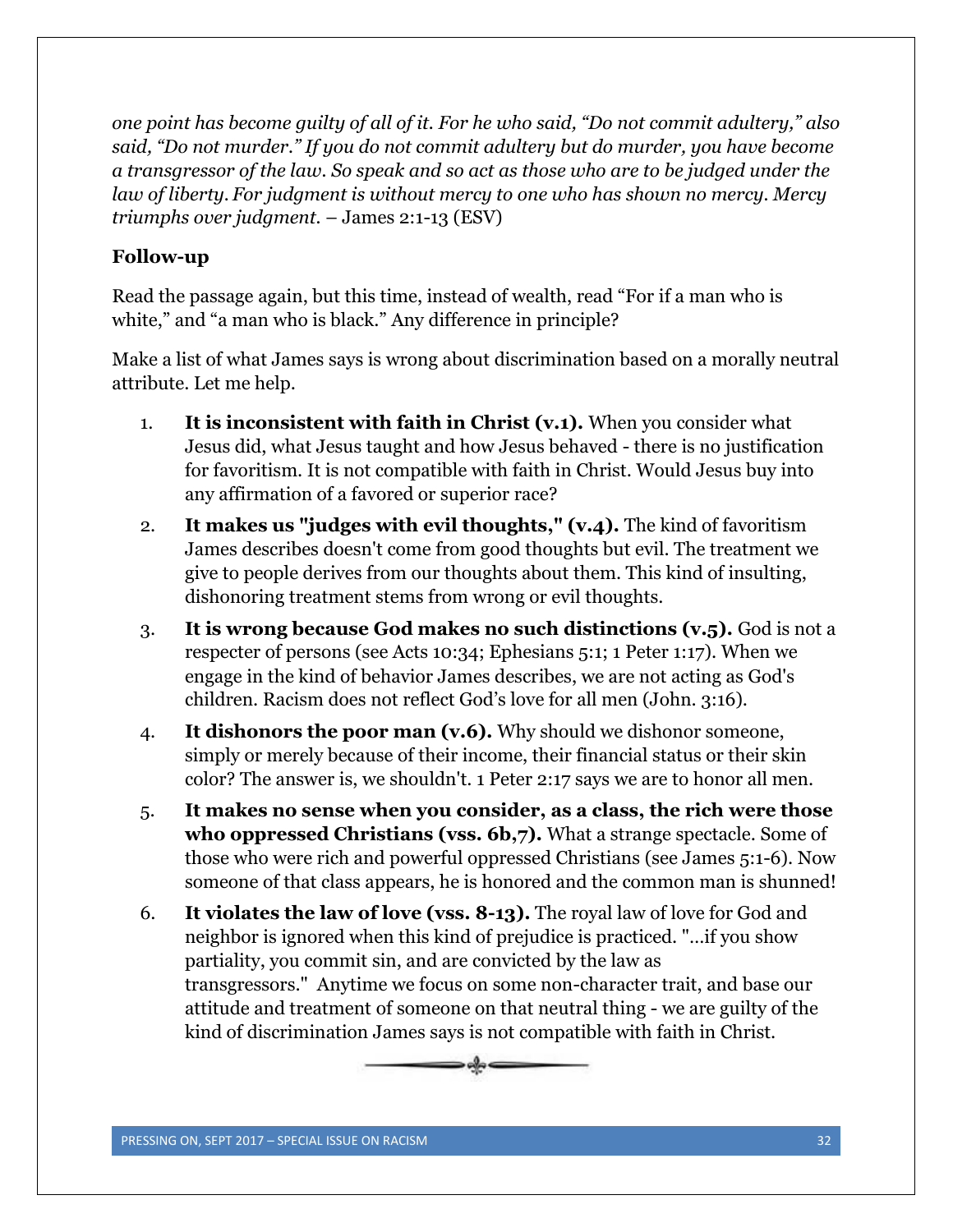*one point has become guilty of all of it. For he who said, "Do not commit adultery," also said, "Do not murder." If you do not commit adultery but do murder, you have become a transgressor of the law. So speak and so act as those who are to be judged under the law of liberty. For judgment is without mercy to one who has shown no mercy. Mercy triumphs over judgment.* – James 2:1-13 (ESV)

**Follow-up**

Read the passage again, but this time, instead of wealth, read "For if a man who is white," and "a man who is black." Any difference in principle?

Make a list of what James says is wrong about discrimination based on a morally neutral attribute. Let me help.

1. **It is inconsistent with faith in Christ (v.1).** When you consider what Jesus did, what Jesus taught and how Jesus behaved - there is no justification for favoritism. It is not compatible with faith in Christ. Would Jesus buy into any affirmation of a favored or superior race?
2. **It makes us "judges with evil thoughts," (v.4).** The kind of favoritism James describes doesn't come from good thoughts but evil. The treatment we give to people derives from our thoughts about them. This kind of insulting, dishonoring treatment stems from wrong or evil thoughts.
3. **It is wrong because God makes no such distinctions (v.5).** God is not a respecter of persons (see Acts 10:34; Ephesians 5:1; 1 Peter 1:17). When we engage in the kind of behavior James describes, we are not acting as God's children. Racism does not reflect God's love for all men (John. 3:16).
4. **It dishonors the poor man (v.6).** Why should we dishonor someone, simply or merely because of their income, their financial status or their skin color? The answer is, we shouldn't. 1 Peter 2:17 says we are to honor all men.
5. **It makes no sense when you consider, as a class, the rich were those who oppressed Christians (vss. 6b,7).** What a strange spectacle. Some of those who were rich and powerful oppressed Christians (see James 5:1-6). Now someone of that class appears, he is honored and the common man is shunned!
6. **It violates the law of love (vss. 8-13).** The royal law of love for God and neighbor is ignored when this kind of prejudice is practiced. "...if you show partiality, you commit sin, and are convicted by the law as transgressors." Anytime we focus on some non-character trait, and base our attitude and treatment of someone on that neutral thing - we are guilty of the kind of discrimination James says is not compatible with faith in Christ.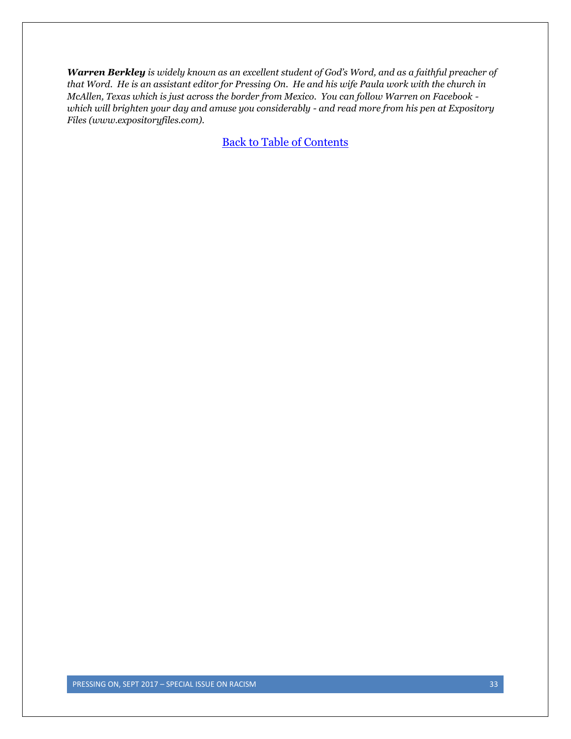***Warren Berkley** is widely known as an excellent student of God's Word, and as a faithful preacher of that Word. He is an assistant editor for Pressing On. He and his wife Paula work with the church in McAllen, Texas which is just across the border from Mexico. You can follow Warren on Facebook - which will brighten your day and amuse you considerably - and read more from his pen at Expository Files (www.expositoryfiles.com).*

Back to Table of Contents